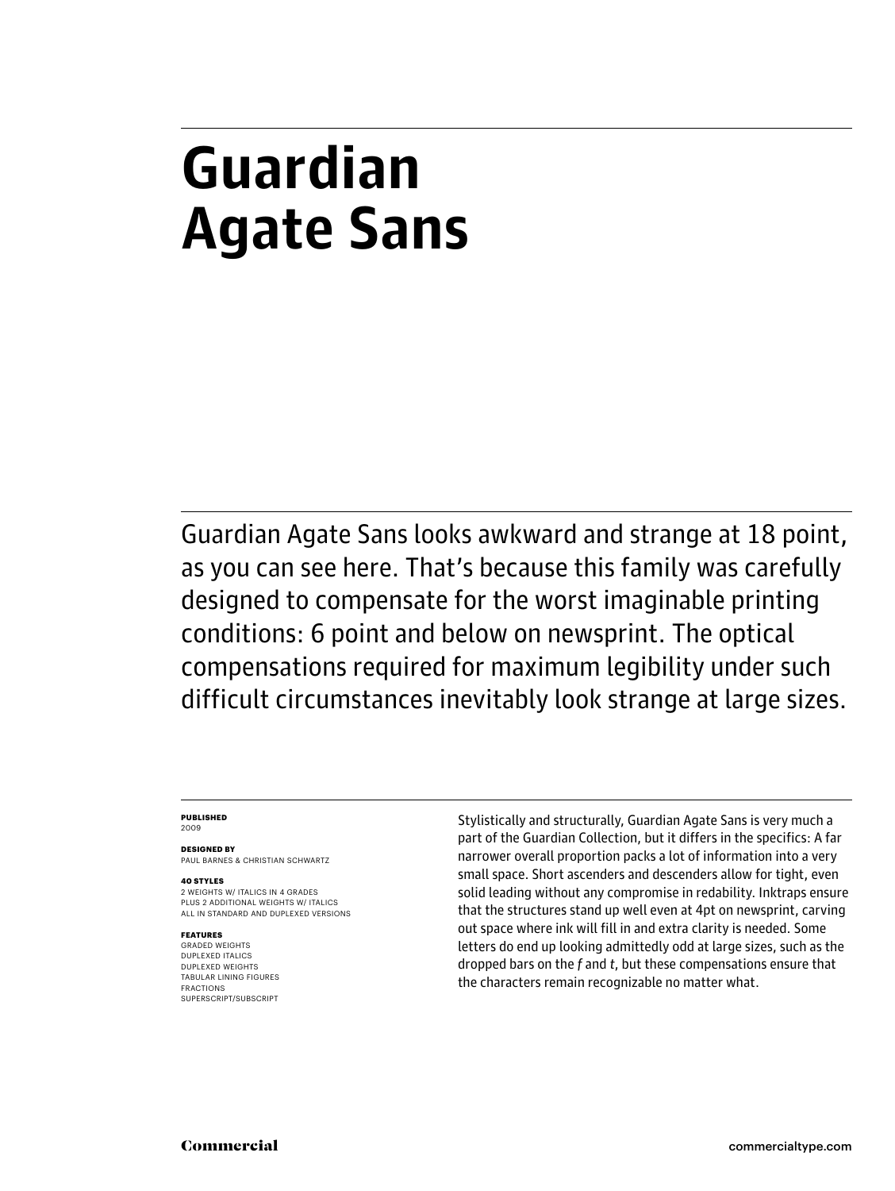# Guardian Agate Sans

Guardian Agate Sans looks awkward and strange at 18 point, as you can see here. That's because this family was carefully designed to compensate for the worst imaginable printing conditions: 6 point and below on newsprint. The optical compensations required for maximum legibility under such difficult circumstances inevitably look strange at large sizes.

**PUBLISHED**
2009

**DESIGNED BY**
PAUL BARNES & CHRISTIAN SCHWARTZ

**40 STYLES**
2 WEIGHTS W/ ITALICS IN 4 GRADES
PLUS 2 ADDITIONAL WEIGHTS W/ ITALICS
ALL IN STANDARD AND DUPLEXED VERSIONS

**FEATURES**
GRADED WEIGHTS
DUPLEXED ITALICS
DUPLEXED WEIGHTS
TABULAR LINING FIGURES
FRACTIONS
SUPERSCRIPT/SUBSCRIPT

Stylistically and structurally, Guardian Agate Sans is very much a part of the Guardian Collection, but it differs in the specifics: A far narrower overall proportion packs a lot of information into a very small space. Short ascenders and descenders allow for tight, even solid leading without any compromise in redability. Inktraps ensure that the structures stand up well even at 4pt on newsprint, carving out space where ink will fill in and extra clarity is needed. Some letters do end up looking admittedly odd at large sizes, such as the dropped bars on the *f* and *t*, but these compensations ensure that the characters remain recognizable no matter what.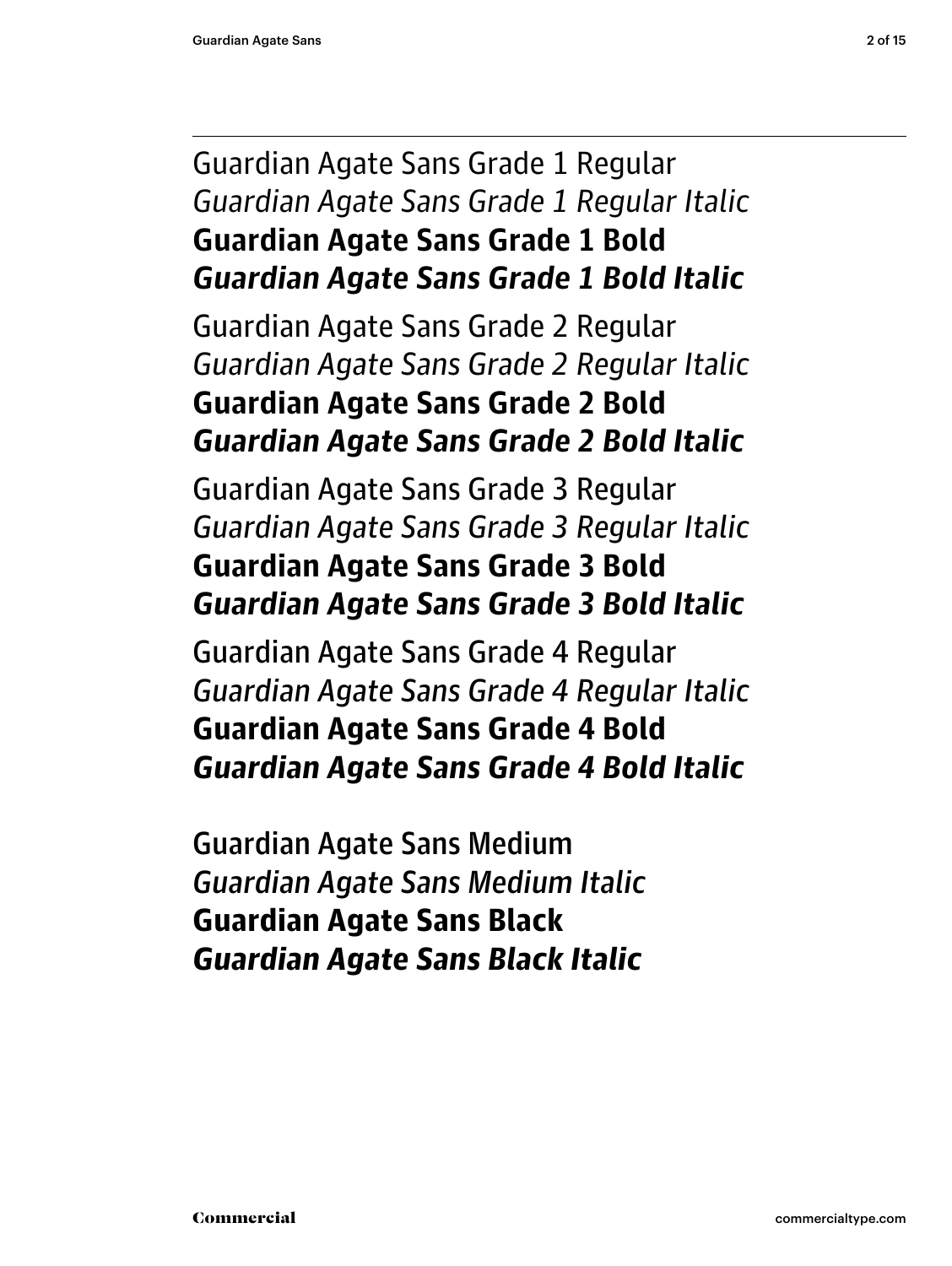Guardian Agate Sans Grade 1 Regular
*Guardian Agate Sans Grade 1 Regular Italic*
**Guardian Agate Sans Grade 1 Bold**
***Guardian Agate Sans Grade 1 Bold Italic***

Guardian Agate Sans Grade 2 Regular
*Guardian Agate Sans Grade 2 Regular Italic*
**Guardian Agate Sans Grade 2 Bold**
***Guardian Agate Sans Grade 2 Bold Italic***

Guardian Agate Sans Grade 3 Regular
*Guardian Agate Sans Grade 3 Regular Italic*
**Guardian Agate Sans Grade 3 Bold**
***Guardian Agate Sans Grade 3 Bold Italic***

Guardian Agate Sans Grade 4 Regular
*Guardian Agate Sans Grade 4 Regular Italic*
**Guardian Agate Sans Grade 4 Bold**
***Guardian Agate Sans Grade 4 Bold Italic***

Guardian Agate Sans Medium
*Guardian Agate Sans Medium Italic*
**Guardian Agate Sans Black**
***Guardian Agate Sans Black Italic***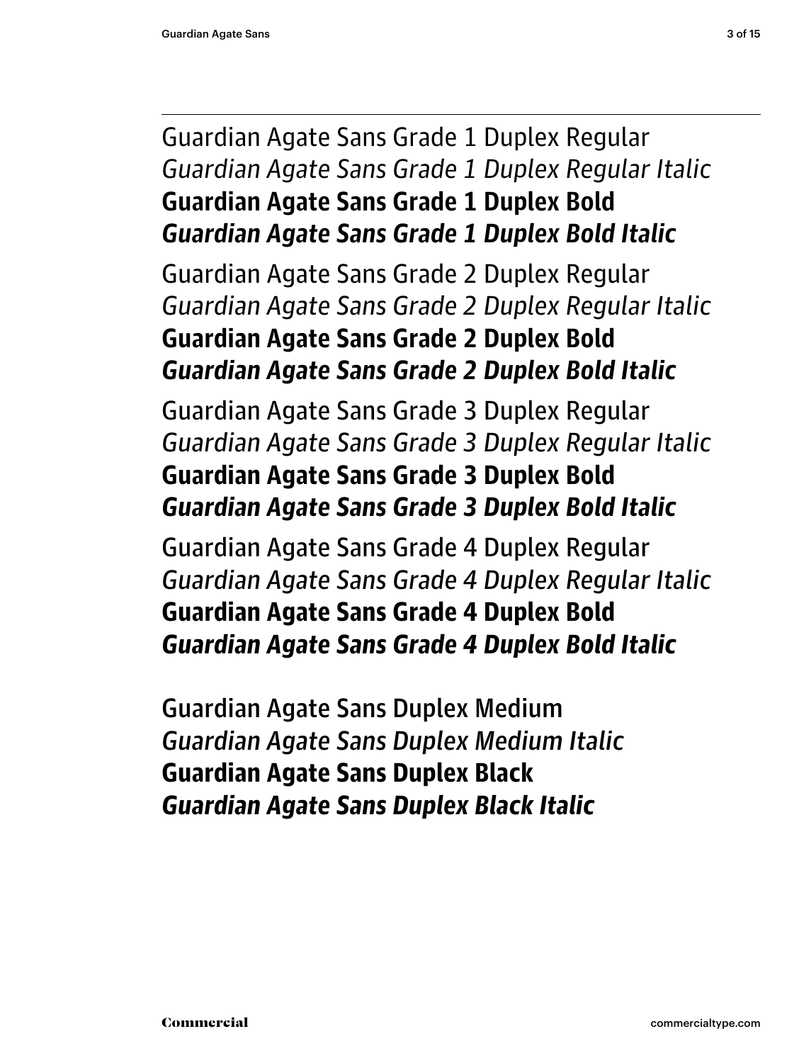Guardian Agate Sans Grade 1 Duplex Regular
*Guardian Agate Sans Grade 1 Duplex Regular Italic*
**Guardian Agate Sans Grade 1 Duplex Bold**
***Guardian Agate Sans Grade 1 Duplex Bold Italic***

Guardian Agate Sans Grade 2 Duplex Regular
*Guardian Agate Sans Grade 2 Duplex Regular Italic*
**Guardian Agate Sans Grade 2 Duplex Bold**
***Guardian Agate Sans Grade 2 Duplex Bold Italic***

Guardian Agate Sans Grade 3 Duplex Regular
*Guardian Agate Sans Grade 3 Duplex Regular Italic*
**Guardian Agate Sans Grade 3 Duplex Bold**
***Guardian Agate Sans Grade 3 Duplex Bold Italic***

Guardian Agate Sans Grade 4 Duplex Regular
*Guardian Agate Sans Grade 4 Duplex Regular Italic*
**Guardian Agate Sans Grade 4 Duplex Bold**
***Guardian Agate Sans Grade 4 Duplex Bold Italic***

Guardian Agate Sans Duplex Medium
*Guardian Agate Sans Duplex Medium Italic*
**Guardian Agate Sans Duplex Black**
***Guardian Agate Sans Duplex Black Italic***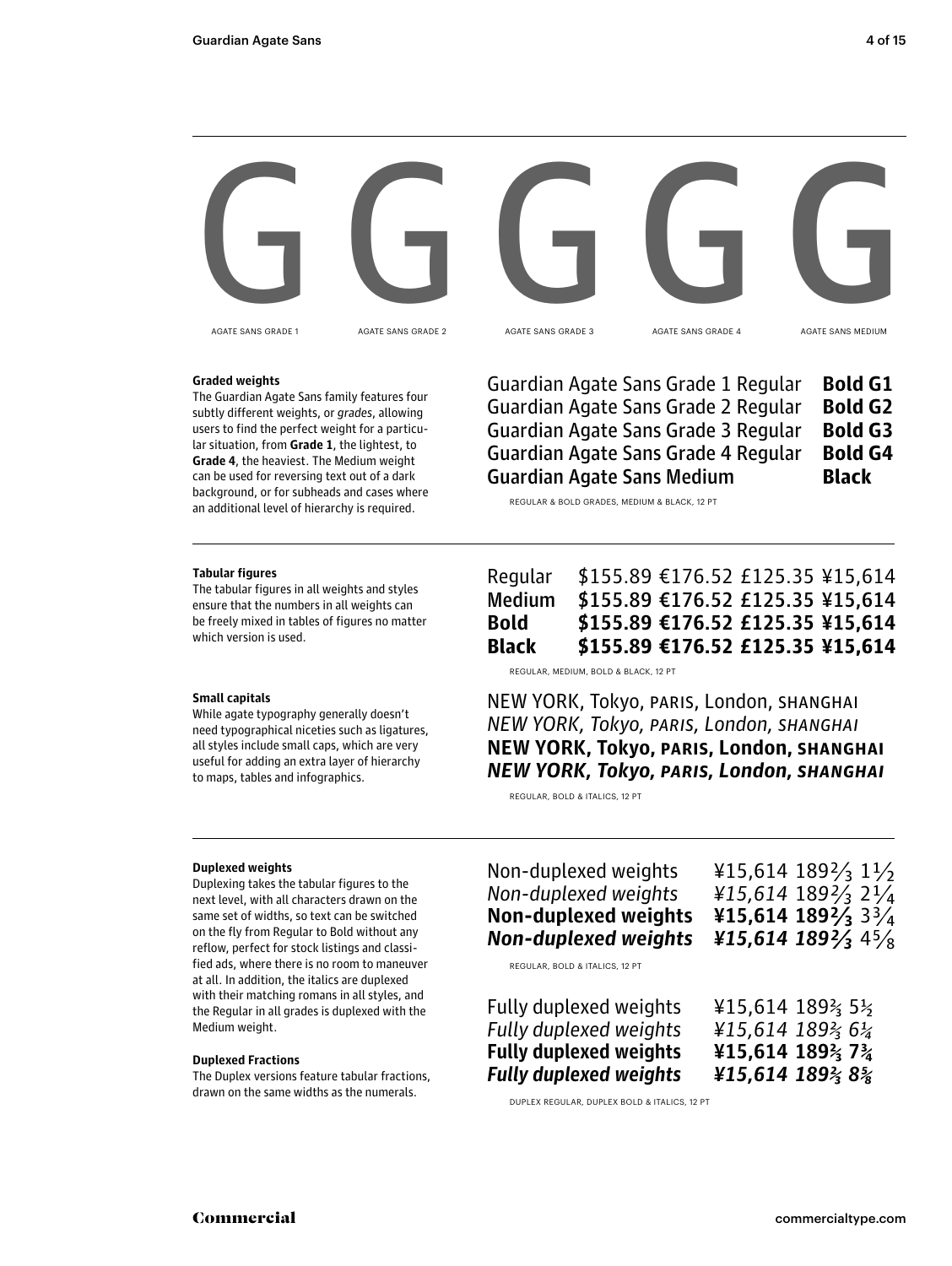G G G G G

AGATE SANS GRADE 1 | AGATE SANS GRADE 2 | AGATE SANS GRADE 3 | AGATE SANS GRADE 4 | AGATE SANS MEDIUM

**Graded weights**
The Guardian Agate Sans family features four subtly different weights, or *grades*, allowing users to find the perfect weight for a particular situation, from **Grade 1**, the lightest, to **Grade 4**, the heaviest. The Medium weight can be used for reversing text out of a dark background, or for subheads and cases where an additional level of hierarchy is required.

Guardian Agate Sans Grade 1 Regular **Bold G1**
Guardian Agate Sans Grade 2 Regular **Bold G2**
Guardian Agate Sans Grade 3 Regular **Bold G3**
Guardian Agate Sans Grade 4 Regular **Bold G4**
Guardian Agate Sans Medium **Black**

REGULAR & BOLD GRADES, MEDIUM & BLACK, 12 PT

**Tabular figures**
The tabular figures in all weights and styles ensure that the numbers in all weights can be freely mixed in tables of figures no matter which version is used.

Regular $155.89 €176.52 £125.35 ¥15,614
Medium $155.89 €176.52 £125.35 ¥15,614
**Bold $155.89 €176.52 £125.35 ¥15,614**
**Black $155.89 €176.52 £125.35 ¥15,614**

REGULAR, MEDIUM, BOLD & BLACK, 12 PT

**Small capitals**
While agate typography generally doesn't need typographical niceties such as ligatures, all styles include small caps, which are very useful for adding an extra layer of hierarchy to maps, tables and infographics.

NEW YORK, Tokyo, PARIS, London, SHANGHAI
*NEW YORK, Tokyo, PARIS, London, SHANGHAI*
**NEW YORK, Tokyo, PARIS, London, SHANGHAI**
***NEW YORK, Tokyo, PARIS, London, SHANGHAI***

REGULAR, BOLD & ITALICS, 12 PT

**Duplexed weights**
Duplexing takes the tabular figures to the next level, with all characters drawn on the same set of widths, so text can be switched on the fly from Regular to Bold without any reflow, perfect for stock listings and classified ads, where there is no room to maneuver at all. In addition, the italics are duplexed with their matching romans in all styles, and the Regular in all grades is duplexed with the Medium weight.

**Duplexed Fractions**
The Duplex versions feature tabular fractions, drawn on the same widths as the numerals.

Non-duplexed weights ¥15,614 189⅔ 1½
*Non-duplexed weights ¥15,614 189⅔ 2¼*
**Non-duplexed weights ¥15,614 189⅔ 3¾**
***Non-duplexed weights ¥15,614 189⅔ 4⅝***

REGULAR, BOLD & ITALICS, 12 PT

Fully duplexed weights ¥15,614 189⅔ 5½
*Fully duplexed weights ¥15,614 189⅔ 6¼*
**Fully duplexed weights ¥15,614 189⅔ 7¾**
***Fully duplexed weights ¥15,614 189⅔ 8⅝***

DUPLEX REGULAR, DUPLEX BOLD & ITALICS, 12 PT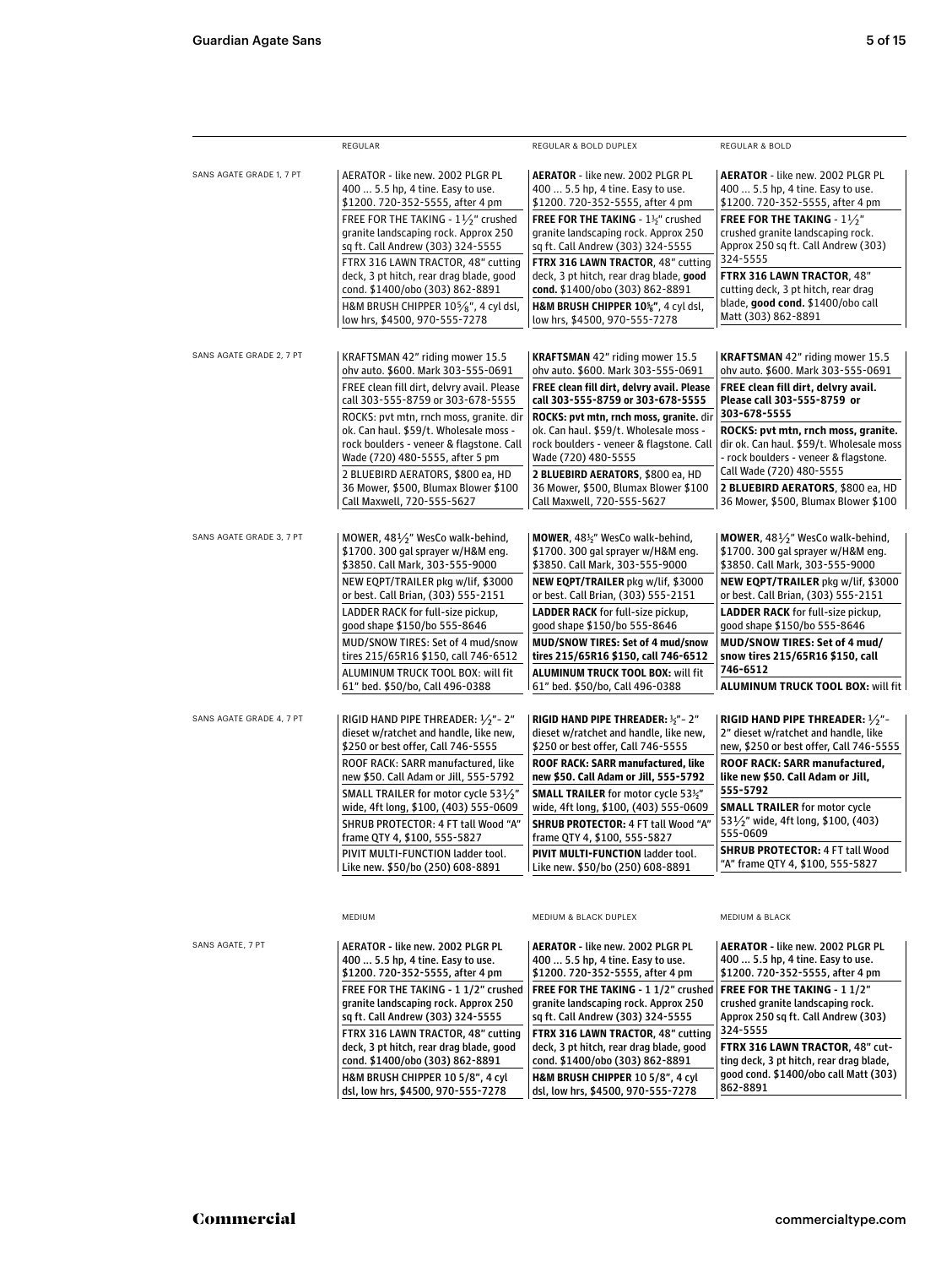| | REGULAR | REGULAR & BOLD DUPLEX | REGULAR & BOLD |
|---|---|---|---|
| SANS AGATE GRADE 1, 7 PT | AERATOR - like new. 2002 PLGR PL 400 … 5.5 hp, 4 tine. Easy to use. $1200. 720-352-5555, after 4 pm<br>FREE FOR THE TAKING - 1½" crushed granite landscaping rock. Approx 250 sq ft. Call Andrew (303) 324-5555<br>FTRX 316 LAWN TRACTOR, 48" cutting deck, 3 pt hitch, rear drag blade, good cond. $1400/obo (303) 862-8891<br>H&M BRUSH CHIPPER 10⅝", 4 cyl dsl, low hrs, $4500, 970-555-7278 | **AERATOR** - like new. 2002 PLGR PL 400 … 5.5 hp, 4 tine. Easy to use. $1200. 720-352-5555, after 4 pm<br>**FREE FOR THE TAKING** - 1½" crushed granite landscaping rock. Approx 250 sq ft. Call Andrew (303) 324-5555<br>**FTRX 316 LAWN TRACTOR**, 48" cutting deck, 3 pt hitch, rear drag blade, **good cond.** $1400/obo (303) 862-8891<br>**H&M BRUSH CHIPPER 10⅝"**, 4 cyl dsl, low hrs, $4500, 970-555-7278 | **AERATOR** - like new. 2002 PLGR PL 400 … 5.5 hp, 4 tine. Easy to use. $1200. 720-352-5555, after 4 pm<br>**FREE FOR THE TAKING** - 1½" crushed granite landscaping rock. Approx 250 sq ft. Call Andrew (303) 324-5555<br>**FTRX 316 LAWN TRACTOR**, 48" cutting deck, 3 pt hitch, rear drag blade, **good cond.** $1400/obo call Matt (303) 862-8891 |
| SANS AGATE GRADE 2, 7 PT | KRAFTSMAN 42" riding mower 15.5 ohv auto. $600. Mark 303-555-0691<br>FREE clean fill dirt, delvry avail. Please call 303-555-8759 or 303-678-5555<br>ROCKS: pvt mtn, rnch moss, granite. dir ok. Can haul. $59/t. Wholesale moss - rock boulders - veneer & flagstone. Call Wade (720) 480-5555, after 5 pm<br>2 BLUEBIRD AERATORS, $800 ea, HD 36 Mower, $500, Blumax Blower $100 Call Maxwell, 720-555-5627 | **KRAFTSMAN** 42" riding mower 15.5 ohv auto. $600. Mark 303-555-0691<br>**FREE clean fill dirt, delvry avail. Please call 303-555-8759 or 303-678-5555**<br>**ROCKS: pvt mtn, rnch moss, granite.** dir ok. Can haul. $59/t. Wholesale moss - rock boulders - veneer & flagstone. Call Wade (720) 480-5555<br>**2 BLUEBIRD AERATORS**, $800 ea, HD 36 Mower, $500, Blumax Blower $100 Call Maxwell, 720-555-5627 | **KRAFTSMAN** 42" riding mower 15.5 ohv auto. $600. Mark 303-555-0691<br>**FREE clean fill dirt, delvry avail. Please call 303-555-8759 or 303-678-5555**<br>**ROCKS: pvt mtn, rnch moss, granite.** dir ok. Can haul. $59/t. Wholesale moss - rock boulders - veneer & flagstone. Call Wade (720) 480-5555<br>**2 BLUEBIRD AERATORS**, $800 ea, HD 36 Mower, $500, Blumax Blower $100 |
| SANS AGATE GRADE 3, 7 PT | MOWER, 48½" WesCo walk-behind, $1700. 300 gal sprayer w/H&M eng. $3850. Call Mark, 303-555-9000<br>NEW EQPT/TRAILER pkg w/lif, $3000 or best. Call Brian, (303) 555-2151<br>LADDER RACK for full-size pickup, good shape $150/bo 555-8646<br>MUD/SNOW TIRES: Set of 4 mud/snow tires 215/65R16 $150, call 746-6512<br>ALUMINUM TRUCK TOOL BOX: will fit 61" bed. $50/bo, Call 496-0388 | **MOWER**, 48½" WesCo walk-behind, $1700. 300 gal sprayer w/H&M eng. $3850. Call Mark, 303-555-9000<br>**NEW EQPT/TRAILER** pkg w/lif, $3000 or best. Call Brian, (303) 555-2151<br>**LADDER RACK** for full-size pickup, good shape $150/bo 555-8646<br>**MUD/SNOW TIRES: Set of 4 mud/snow tires 215/65R16 $150, call 746-6512**<br>**ALUMINUM TRUCK TOOL BOX:** will fit 61" bed. $50/bo, Call 496-0388 | **MOWER**, 48½" WesCo walk-behind, $1700. 300 gal sprayer w/H&M eng. $3850. Call Mark, 303-555-9000<br>**NEW EQPT/TRAILER** pkg w/lif, $3000 or best. Call Brian, (303) 555-2151<br>**LADDER RACK** for full-size pickup, good shape $150/bo 555-8646<br>**MUD/SNOW TIRES: Set of 4 mud/snow tires 215/65R16 $150, call 746-6512**<br>**ALUMINUM TRUCK TOOL BOX:** will fit |
| SANS AGATE GRADE 4, 7 PT | RIGID HAND PIPE THREADER: ½"- 2" dieset w/ratchet and handle, like new, $250 or best offer, Call 746-5555<br>ROOF RACK: SARR manufactured, like new $50. Call Adam or Jill, 555-5792<br>SMALL TRAILER for motor cycle 53½" wide, 4ft long, $100, (403) 555-0609<br>SHRUB PROTECTOR: 4 FT tall Wood "A" frame QTY 4, $100, 555-5827<br>PIVIT MULTI-FUNCTION ladder tool. Like new. $50/bo (250) 608-8891 | **RIGID HAND PIPE THREADER:** ½"- 2" dieset w/ratchet and handle, like new, $250 or best offer, Call 746-5555<br>**ROOF RACK: SARR manufactured, like new $50. Call Adam or Jill, 555-5792**<br>**SMALL TRAILER** for motor cycle 53½" wide, 4ft long, $100, (403) 555-0609<br>**SHRUB PROTECTOR:** 4 FT tall Wood "A" frame QTY 4, $100, 555-5827<br>**PIVIT MULTI-FUNCTION** ladder tool. Like new. $50/bo (250) 608-8891 | **RIGID HAND PIPE THREADER:** ½"- 2" dieset w/ratchet and handle, like new, $250 or best offer, Call 746-5555<br>**ROOF RACK: SARR manufactured, like new $50. Call Adam or Jill, 555-5792**<br>**SMALL TRAILER** for motor cycle 53½" wide, 4ft long, $100, (403) 555-0609<br>**SHRUB PROTECTOR:** 4 FT tall Wood "A" frame QTY 4, $100, 555-5827 |

| | MEDIUM | MEDIUM & BLACK DUPLEX | MEDIUM & BLACK |
|---|---|---|---|
| SANS AGATE, 7 PT | AERATOR - like new. 2002 PLGR PL 400 … 5.5 hp, 4 tine. Easy to use. $1200. 720-352-5555, after 4 pm<br>FREE FOR THE TAKING - 1 1/2" crushed granite landscaping rock. Approx 250 sq ft. Call Andrew (303) 324-5555<br>FTRX 316 LAWN TRACTOR, 48" cutting deck, 3 pt hitch, rear drag blade, good cond. $1400/obo (303) 862-8891<br>H&M BRUSH CHIPPER 10 5/8", 4 cyl dsl, low hrs, $4500, 970-555-7278 | **AERATOR** - like new. 2002 PLGR PL 400 … 5.5 hp, 4 tine. Easy to use. $1200. 720-352-5555, after 4 pm<br>**FREE FOR THE TAKING** - 1 1/2" crushed granite landscaping rock. Approx 250 sq ft. Call Andrew (303) 324-5555<br>**FTRX 316 LAWN TRACTOR**, 48" cutting deck, 3 pt hitch, rear drag blade, good cond. $1400/obo (303) 862-8891<br>**H&M BRUSH CHIPPER** 10 5/8", 4 cyl dsl, low hrs, $4500, 970-555-7278 | **AERATOR** - like new. 2002 PLGR PL 400 … 5.5 hp, 4 tine. Easy to use. $1200. 720-352-5555, after 4 pm<br>**FREE FOR THE TAKING** - 1 1/2" crushed granite landscaping rock. Approx 250 sq ft. Call Andrew (303) 324-5555<br>**FTRX 316 LAWN TRACTOR**, 48" cutting deck, 3 pt hitch, rear drag blade, good cond. $1400/obo call Matt (303) 862-8891 |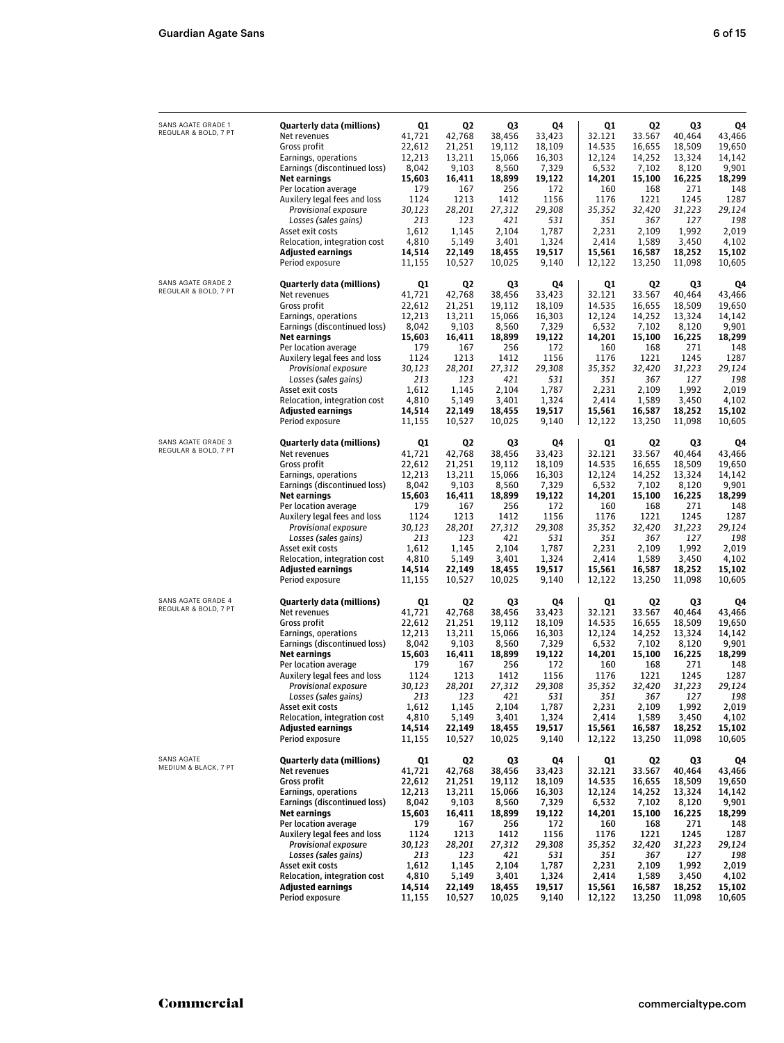SANS AGATE GRADE 1
REGULAR & BOLD, 7 PT

| **Quarterly data (millions)** | **Q1** | **Q2** | **Q3** | **Q4** | **Q1** | **Q2** | **Q3** | **Q4** |
|---|---|---|---|---|---|---|---|---|
| Net revenues | 41,721 | 42,768 | 38,456 | 33,423 | 32.121 | 33.567 | 40,464 | 43,466 |
| Gross profit | 22,612 | 21,251 | 19,112 | 18,109 | 14.535 | 16,655 | 18,509 | 19,650 |
| Earnings, operations | 12,213 | 13,211 | 15,066 | 16,303 | 12,124 | 14,252 | 13,324 | 14,142 |
| Earnings (discontinued loss) | 8,042 | 9,103 | 8,560 | 7,329 | 6,532 | 7,102 | 8,120 | 9,901 |
| **Net earnings** | **15,603** | **16,411** | **18,899** | **19,122** | **14,201** | **15,100** | **16,225** | **18,299** |
| Per location average | 179 | 167 | 256 | 172 | 160 | 168 | 271 | 148 |
| Auxilery legal fees and loss | 1124 | 1213 | 1412 | 1156 | 1176 | 1221 | 1245 | 1287 |
| *Provisional exposure* | *30,123* | *28,201* | *27,312* | *29,308* | *35,352* | *32,420* | *31,223* | *29,124* |
| *Losses (sales gains)* | *213* | *123* | *421* | *531* | *351* | *367* | *127* | *198* |
| Asset exit costs | 1,612 | 1,145 | 2,104 | 1,787 | 2,231 | 2,109 | 1,992 | 2,019 |
| Relocation, integration cost | 4,810 | 5,149 | 3,401 | 1,324 | 2,414 | 1,589 | 3,450 | 4,102 |
| **Adjusted earnings** | **14,514** | **22,149** | **18,455** | **19,517** | **15,561** | **16,587** | **18,252** | **15,102** |
| Period exposure | 11,155 | 10,527 | 10,025 | 9,140 | 12,122 | 13,250 | 11,098 | 10,605 |

SANS AGATE GRADE 2
REGULAR & BOLD, 7 PT

| **Quarterly data (millions)** | **Q1** | **Q2** | **Q3** | **Q4** | **Q1** | **Q2** | **Q3** | **Q4** |
|---|---|---|---|---|---|---|---|---|
| Net revenues | 41,721 | 42,768 | 38,456 | 33,423 | 32.121 | 33.567 | 40,464 | 43,466 |
| Gross profit | 22,612 | 21,251 | 19,112 | 18,109 | 14.535 | 16,655 | 18,509 | 19,650 |
| Earnings, operations | 12,213 | 13,211 | 15,066 | 16,303 | 12,124 | 14,252 | 13,324 | 14,142 |
| Earnings (discontinued loss) | 8,042 | 9,103 | 8,560 | 7,329 | 6,532 | 7,102 | 8,120 | 9,901 |
| **Net earnings** | **15,603** | **16,411** | **18,899** | **19,122** | **14,201** | **15,100** | **16,225** | **18,299** |
| Per location average | 179 | 167 | 256 | 172 | 160 | 168 | 271 | 148 |
| Auxilery legal fees and loss | 1124 | 1213 | 1412 | 1156 | 1176 | 1221 | 1245 | 1287 |
| *Provisional exposure* | *30,123* | *28,201* | *27,312* | *29,308* | *35,352* | *32,420* | *31,223* | *29,124* |
| *Losses (sales gains)* | *213* | *123* | *421* | *531* | *351* | *367* | *127* | *198* |
| Asset exit costs | 1,612 | 1,145 | 2,104 | 1,787 | 2,231 | 2,109 | 1,992 | 2,019 |
| Relocation, integration cost | 4,810 | 5,149 | 3,401 | 1,324 | 2,414 | 1,589 | 3,450 | 4,102 |
| **Adjusted earnings** | **14,514** | **22,149** | **18,455** | **19,517** | **15,561** | **16,587** | **18,252** | **15,102** |
| Period exposure | 11,155 | 10,527 | 10,025 | 9,140 | 12,122 | 13,250 | 11,098 | 10,605 |

SANS AGATE GRADE 3
REGULAR & BOLD, 7 PT

| **Quarterly data (millions)** | **Q1** | **Q2** | **Q3** | **Q4** | **Q1** | **Q2** | **Q3** | **Q4** |
|---|---|---|---|---|---|---|---|---|
| Net revenues | 41,721 | 42,768 | 38,456 | 33,423 | 32.121 | 33.567 | 40,464 | 43,466 |
| Gross profit | 22,612 | 21,251 | 19,112 | 18,109 | 14.535 | 16,655 | 18,509 | 19,650 |
| Earnings, operations | 12,213 | 13,211 | 15,066 | 16,303 | 12,124 | 14,252 | 13,324 | 14,142 |
| Earnings (discontinued loss) | 8,042 | 9,103 | 8,560 | 7,329 | 6,532 | 7,102 | 8,120 | 9,901 |
| **Net earnings** | **15,603** | **16,411** | **18,899** | **19,122** | **14,201** | **15,100** | **16,225** | **18,299** |
| Per location average | 179 | 167 | 256 | 172 | 160 | 168 | 271 | 148 |
| Auxilery legal fees and loss | 1124 | 1213 | 1412 | 1156 | 1176 | 1221 | 1245 | 1287 |
| *Provisional exposure* | *30,123* | *28,201* | *27,312* | *29,308* | *35,352* | *32,420* | *31,223* | *29,124* |
| *Losses (sales gains)* | *213* | *123* | *421* | *531* | *351* | *367* | *127* | *198* |
| Asset exit costs | 1,612 | 1,145 | 2,104 | 1,787 | 2,231 | 2,109 | 1,992 | 2,019 |
| Relocation, integration cost | 4,810 | 5,149 | 3,401 | 1,324 | 2,414 | 1,589 | 3,450 | 4,102 |
| **Adjusted earnings** | **14,514** | **22,149** | **18,455** | **19,517** | **15,561** | **16,587** | **18,252** | **15,102** |
| Period exposure | 11,155 | 10,527 | 10,025 | 9,140 | 12,122 | 13,250 | 11,098 | 10,605 |

SANS AGATE GRADE 4
REGULAR & BOLD, 7 PT

| **Quarterly data (millions)** | **Q1** | **Q2** | **Q3** | **Q4** | **Q1** | **Q2** | **Q3** | **Q4** |
|---|---|---|---|---|---|---|---|---|
| Net revenues | 41,721 | 42,768 | 38,456 | 33,423 | 32.121 | 33.567 | 40,464 | 43,466 |
| Gross profit | 22,612 | 21,251 | 19,112 | 18,109 | 14.535 | 16,655 | 18,509 | 19,650 |
| Earnings, operations | 12,213 | 13,211 | 15,066 | 16,303 | 12,124 | 14,252 | 13,324 | 14,142 |
| Earnings (discontinued loss) | 8,042 | 9,103 | 8,560 | 7,329 | 6,532 | 7,102 | 8,120 | 9,901 |
| **Net earnings** | **15,603** | **16,411** | **18,899** | **19,122** | **14,201** | **15,100** | **16,225** | **18,299** |
| Per location average | 179 | 167 | 256 | 172 | 160 | 168 | 271 | 148 |
| Auxilery legal fees and loss | 1124 | 1213 | 1412 | 1156 | 1176 | 1221 | 1245 | 1287 |
| *Provisional exposure* | *30,123* | *28,201* | *27,312* | *29,308* | *35,352* | *32,420* | *31,223* | *29,124* |
| *Losses (sales gains)* | *213* | *123* | *421* | *531* | *351* | *367* | *127* | *198* |
| Asset exit costs | 1,612 | 1,145 | 2,104 | 1,787 | 2,231 | 2,109 | 1,992 | 2,019 |
| Relocation, integration cost | 4,810 | 5,149 | 3,401 | 1,324 | 2,414 | 1,589 | 3,450 | 4,102 |
| **Adjusted earnings** | **14,514** | **22,149** | **18,455** | **19,517** | **15,561** | **16,587** | **18,252** | **15,102** |
| Period exposure | 11,155 | 10,527 | 10,025 | 9,140 | 12,122 | 13,250 | 11,098 | 10,605 |

SANS AGATE
MEDIUM & BLACK, 7 PT

| **Quarterly data (millions)** | **Q1** | **Q2** | **Q3** | **Q4** | **Q1** | **Q2** | **Q3** | **Q4** |
|---|---|---|---|---|---|---|---|---|
| Net revenues | 41,721 | 42,768 | 38,456 | 33,423 | 32.121 | 33.567 | 40,464 | 43,466 |
| Gross profit | 22,612 | 21,251 | 19,112 | 18,109 | 14.535 | 16,655 | 18,509 | 19,650 |
| Earnings, operations | 12,213 | 13,211 | 15,066 | 16,303 | 12,124 | 14,252 | 13,324 | 14,142 |
| Earnings (discontinued loss) | 8,042 | 9,103 | 8,560 | 7,329 | 6,532 | 7,102 | 8,120 | 9,901 |
| **Net earnings** | **15,603** | **16,411** | **18,899** | **19,122** | **14,201** | **15,100** | **16,225** | **18,299** |
| Per location average | 179 | 167 | 256 | 172 | 160 | 168 | 271 | 148 |
| Auxilery legal fees and loss | 1124 | 1213 | 1412 | 1156 | 1176 | 1221 | 1245 | 1287 |
| *Provisional exposure* | *30,123* | *28,201* | *27,312* | *29,308* | *35,352* | *32,420* | *31,223* | *29,124* |
| *Losses (sales gains)* | *213* | *123* | *421* | *531* | *351* | *367* | *127* | *198* |
| Asset exit costs | 1,612 | 1,145 | 2,104 | 1,787 | 2,231 | 2,109 | 1,992 | 2,019 |
| Relocation, integration cost | 4,810 | 5,149 | 3,401 | 1,324 | 2,414 | 1,589 | 3,450 | 4,102 |
| **Adjusted earnings** | **14,514** | **22,149** | **18,455** | **19,517** | **15,561** | **16,587** | **18,252** | **15,102** |
| Period exposure | 11,155 | 10,527 | 10,025 | 9,140 | 12,122 | 13,250 | 11,098 | 10,605 |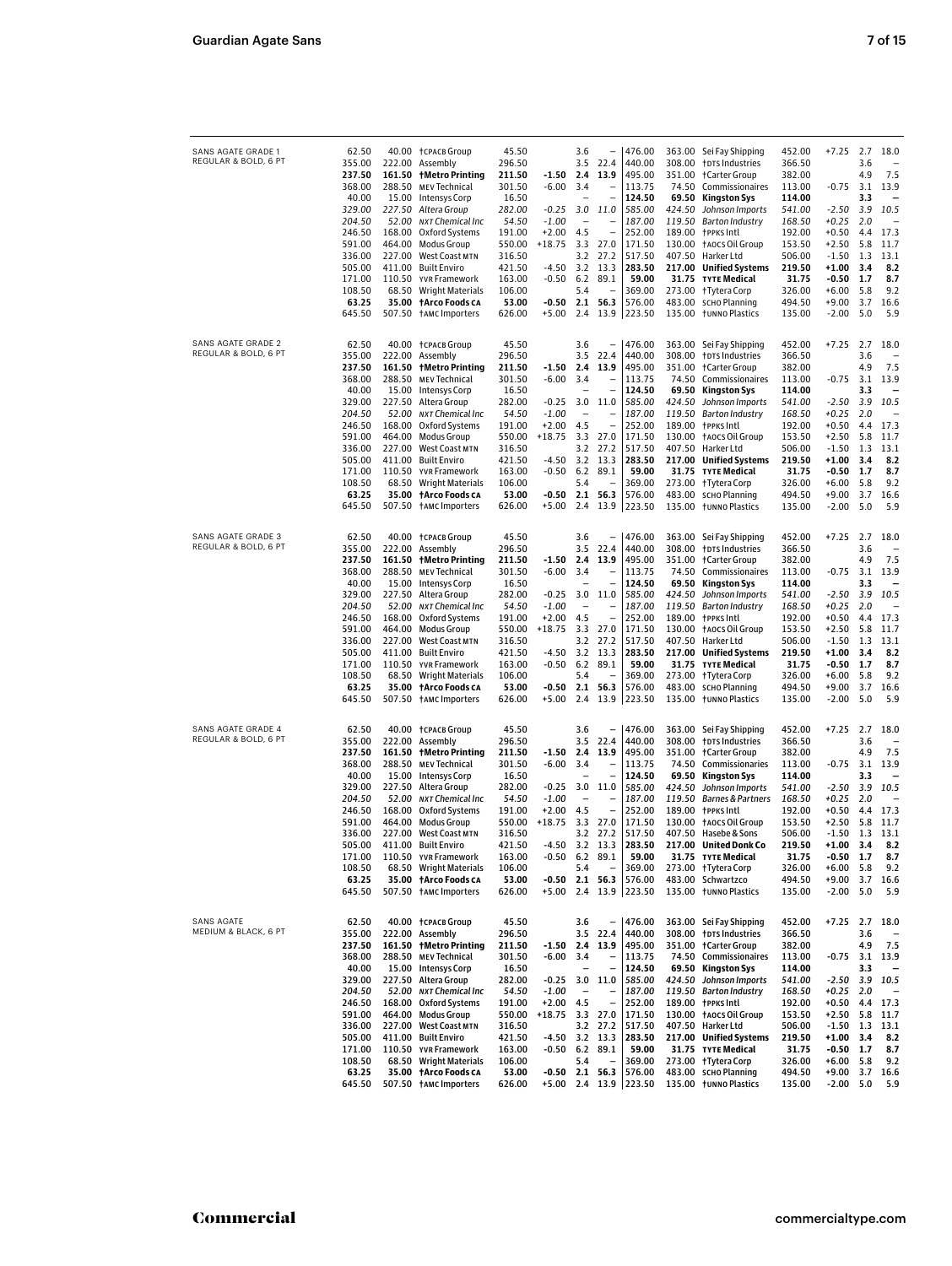SANS AGATE GRADE 1
REGULAR & BOLD, 6 PT

| | | | | | | | | | | | | | |
|---|---|---|---|---|---|---|---|---|---|---|---|---|---|
| 62.50 | 40.00 | †CPACB Group | 45.50 | | 3.6 | – | 476.00 | 363.00 | Sei Fay Shipping | 452.00 | +7.25 | 2.7 | 18.0 |
| 355.00 | 222.00 | Assembly | 296.50 | | 3.5 | 22.4 | 440.00 | 308.00 | †DTS Industries | 366.50 | | 3.6 | – |
| **237.50** | **161.50** | **†Metro Printing** | **211.50** | **-1.50** | **2.4** | **13.9** | 495.00 | 351.00 | †Carter Group | 382.00 | | 4.9 | 7.5 |
| 368.00 | 288.50 | MEV Technical | 301.50 | -6.00 | 3.4 | – | 113.75 | 74.50 | Commissionaires | 113.00 | -0.75 | 3.1 | 13.9 |
| 40.00 | 15.00 | Intensys Corp | 16.50 | | – | – | **124.50** | **69.50** | **Kingston Sys** | **114.00** | | **3.3** | **–** |
| *329.00* | *227.50* | *Altera Group* | *282.00* | *-0.25* | *3.0* | *11.0* | *585.00* | *424.50* | *Johnson Imports* | *541.00* | *-2.50* | *3.9* | *10.5* |
| *204.50* | *52.00* | *NXT Chemical Inc* | *54.50* | *-1.00* | *–* | *–* | *187.00* | *119.50* | *Barton Industry* | *168.50* | *+0.25* | *2.0* | *–* |
| 246.50 | 168.00 | Oxford Systems | 191.00 | +2.00 | 4.5 | – | 252.00 | 189.00 | †PPKS Intl | 192.00 | +0.50 | 4.4 | 17.3 |
| 591.00 | 464.00 | Modus Group | 550.00 | +18.75 | 3.3 | 27.0 | 171.50 | 130.00 | †AOCS Oil Group | 153.50 | +2.50 | 5.8 | 11.7 |
| 336.00 | 227.00 | West Coast MTN | 316.50 | | 3.2 | 27.2 | 517.50 | 407.50 | Harker Ltd | 506.00 | -1.50 | 1.3 | 13.1 |
| 505.00 | 411.00 | Built Enviro | 421.50 | -4.50 | 3.2 | 13.3 | **283.50** | **217.00** | **Unified Systems** | **219.50** | **+1.00** | **3.4** | **8.2** |
| 171.00 | 110.50 | YVR Framework | 163.00 | -0.50 | 6.2 | 89.1 | **59.00** | **31.75** | **TYTE Medical** | **31.75** | **-0.50** | **1.7** | **8.7** |
| 108.50 | 68.50 | Wright Materials | 106.00 | | 5.4 | – | 369.00 | 273.00 | †Tytera Corp | 326.00 | +6.00 | 5.8 | 9.2 |
| **63.25** | **35.00** | **†Arco Foods CA** | **53.00** | **-0.50** | **2.1** | **56.3** | 576.00 | 483.00 | SCHO Planning | 494.50 | +9.00 | 3.7 | 16.6 |
| 645.50 | 507.50 | †AMC Importers | 626.00 | +5.00 | 2.4 | 13.9 | 223.50 | 135.00 | †UNNO Plastics | 135.00 | -2.00 | 5.0 | 5.9 |

SANS AGATE GRADE 2
REGULAR & BOLD, 6 PT

| | | | | | | | | | | | | | |
|---|---|---|---|---|---|---|---|---|---|---|---|---|---|
| 62.50 | 40.00 | †CPACB Group | 45.50 | | 3.6 | – | 476.00 | 363.00 | Sei Fay Shipping | 452.00 | +7.25 | 2.7 | 18.0 |
| 355.00 | 222.00 | Assembly | 296.50 | | 3.5 | 22.4 | 440.00 | 308.00 | †DTS Industries | 366.50 | | 3.6 | – |
| **237.50** | **161.50** | **†Metro Printing** | **211.50** | **-1.50** | **2.4** | **13.9** | 495.00 | 351.00 | †Carter Group | 382.00 | | 4.9 | 7.5 |
| 368.00 | 288.50 | MEV Technical | 301.50 | -6.00 | 3.4 | – | 113.75 | 74.50 | Commissionaires | 113.00 | -0.75 | 3.1 | 13.9 |
| 40.00 | 15.00 | Intensys Corp | 16.50 | | – | – | **124.50** | **69.50** | **Kingston Sys** | **114.00** | | **3.3** | **–** |
| 329.00 | 227.50 | Altera Group | 282.00 | -0.25 | 3.0 | 11.0 | *585.00* | *424.50* | *Johnson Imports* | *541.00* | *-2.50* | *3.9* | *10.5* |
| *204.50* | *52.00* | *NXT Chemical Inc* | *54.50* | *-1.00* | *–* | *–* | *187.00* | *119.50* | *Barton Industry* | *168.50* | *+0.25* | *2.0* | *–* |
| 246.50 | 168.00 | Oxford Systems | 191.00 | +2.00 | 4.5 | – | 252.00 | 189.00 | †PPKS Intl | 192.00 | +0.50 | 4.4 | 17.3 |
| 591.00 | 464.00 | Modus Group | 550.00 | +18.75 | 3.3 | 27.0 | 171.50 | 130.00 | †AOCS Oil Group | 153.50 | +2.50 | 5.8 | 11.7 |
| 336.00 | 227.00 | West Coast MTN | 316.50 | | 3.2 | 27.2 | 517.50 | 407.50 | Harker Ltd | 506.00 | -1.50 | 1.3 | 13.1 |
| 505.00 | 411.00 | Built Enviro | 421.50 | -4.50 | 3.2 | 13.3 | **283.50** | **217.00** | **Unified Systems** | **219.50** | **+1.00** | **3.4** | **8.2** |
| 171.00 | 110.50 | YVR Framework | 163.00 | -0.50 | 6.2 | 89.1 | **59.00** | **31.75** | **TYTE Medical** | **31.75** | **-0.50** | **1.7** | **8.7** |
| 108.50 | 68.50 | Wright Materials | 106.00 | | 5.4 | – | 369.00 | 273.00 | †Tytera Corp | 326.00 | +6.00 | 5.8 | 9.2 |
| **63.25** | **35.00** | **†Arco Foods CA** | **53.00** | **-0.50** | **2.1** | **56.3** | 576.00 | 483.00 | SCHO Planning | 494.50 | +9.00 | 3.7 | 16.6 |
| 645.50 | 507.50 | †AMC Importers | 626.00 | +5.00 | 2.4 | 13.9 | 223.50 | 135.00 | †UNNO Plastics | 135.00 | -2.00 | 5.0 | 5.9 |

SANS AGATE GRADE 3
REGULAR & BOLD, 6 PT

| | | | | | | | | | | | | | |
|---|---|---|---|---|---|---|---|---|---|---|---|---|---|
| 62.50 | 40.00 | †CPACB Group | 45.50 | | 3.6 | – | 476.00 | 363.00 | Sei Fay Shipping | 452.00 | +7.25 | 2.7 | 18.0 |
| 355.00 | 222.00 | Assembly | 296.50 | | 3.5 | 22.4 | 440.00 | 308.00 | †DTS Industries | 366.50 | | 3.6 | – |
| **237.50** | **161.50** | **†Metro Printing** | **211.50** | **-1.50** | **2.4** | **13.9** | 495.00 | 351.00 | †Carter Group | 382.00 | | 4.9 | 7.5 |
| 368.00 | 288.50 | MEV Technical | 301.50 | -6.00 | 3.4 | – | 113.75 | 74.50 | Commissionaires | 113.00 | -0.75 | 3.1 | 13.9 |
| 40.00 | 15.00 | Intensys Corp | 16.50 | | – | – | **124.50** | **69.50** | **Kingston Sys** | **114.00** | | **3.3** | **–** |
| 329.00 | 227.50 | Altera Group | 282.00 | -0.25 | 3.0 | 11.0 | *585.00* | *424.50* | *Johnson Imports* | *541.00* | *-2.50* | *3.9* | *10.5* |
| *204.50* | *52.00* | *NXT Chemical Inc* | *54.50* | *-1.00* | *–* | *–* | *187.00* | *119.50* | *Barton Industry* | *168.50* | *+0.25* | *2.0* | *–* |
| 246.50 | 168.00 | Oxford Systems | 191.00 | +2.00 | 4.5 | – | 252.00 | 189.00 | †PPKS Intl | 192.00 | +0.50 | 4.4 | 17.3 |
| 591.00 | 464.00 | Modus Group | 550.00 | +18.75 | 3.3 | 27.0 | 171.50 | 130.00 | †AOCS Oil Group | 153.50 | +2.50 | 5.8 | 11.7 |
| 336.00 | 227.00 | West Coast MTN | 316.50 | | 3.2 | 27.2 | 517.50 | 407.50 | Harker Ltd | 506.00 | -1.50 | 1.3 | 13.1 |
| 505.00 | 411.00 | Built Enviro | 421.50 | -4.50 | 3.2 | 13.3 | **283.50** | **217.00** | **Unified Systems** | **219.50** | **+1.00** | **3.4** | **8.2** |
| 171.00 | 110.50 | YVR Framework | 163.00 | -0.50 | 6.2 | 89.1 | **59.00** | **31.75** | **TYTE Medical** | **31.75** | **-0.50** | **1.7** | **8.7** |
| 108.50 | 68.50 | Wright Materials | 106.00 | | 5.4 | – | 369.00 | 273.00 | †Tytera Corp | 326.00 | +6.00 | 5.8 | 9.2 |
| **63.25** | **35.00** | **†Arco Foods CA** | **53.00** | **-0.50** | **2.1** | **56.3** | 576.00 | 483.00 | SCHO Planning | 494.50 | +9.00 | 3.7 | 16.6 |
| 645.50 | 507.50 | †AMC Importers | 626.00 | +5.00 | 2.4 | 13.9 | 223.50 | 135.00 | †UNNO Plastics | 135.00 | -2.00 | 5.0 | 5.9 |

SANS AGATE GRADE 4
REGULAR & BOLD, 6 PT

| | | | | | | | | | | | | | |
|---|---|---|---|---|---|---|---|---|---|---|---|---|---|
| 62.50 | 40.00 | †CPACB Group | 45.50 | | 3.6 | – | 476.00 | 363.00 | Sei Fay Shipping | 452.00 | +7.25 | 2.7 | 18.0 |
| 355.00 | 222.00 | Assembly | 296.50 | | 3.5 | 22.4 | 440.00 | 308.00 | †DTS Industries | 366.50 | | 3.6 | – |
| **237.50** | **161.50** | **†Metro Printing** | **211.50** | **-1.50** | **2.4** | **13.9** | 495.00 | 351.00 | †Carter Group | 382.00 | | 4.9 | 7.5 |
| 368.00 | 288.50 | MEV Technical | 301.50 | -6.00 | 3.4 | – | 113.75 | 74.50 | Commissionaires | 113.00 | -0.75 | 3.1 | 13.9 |
| 40.00 | 15.00 | Intensys Corp | 16.50 | | – | – | **124.50** | **69.50** | **Kingston Sys** | **114.00** | | **3.3** | **–** |
| 329.00 | 227.50 | Altera Group | 282.00 | -0.25 | 3.0 | 11.0 | *585.00* | *424.50* | *Johnson Imports* | *541.00* | *-2.50* | *3.9* | *10.5* |
| *204.50* | *52.00* | *NXT Chemical Inc* | *54.50* | *-1.00* | *–* | *–* | *187.00* | *119.50* | *Barnes & Partners* | *168.50* | *+0.25* | *2.0* | *–* |
| 246.50 | 168.00 | Oxford Systems | 191.00 | +2.00 | 4.5 | – | 252.00 | 189.00 | †PPKS Intl | 192.00 | +0.50 | 4.4 | 17.3 |
| 591.00 | 464.00 | Modus Group | 550.00 | +18.75 | 3.3 | 27.0 | 171.50 | 130.00 | †AOCS Oil Group | 153.50 | +2.50 | 5.8 | 11.7 |
| 336.00 | 227.00 | West Coast MTN | 316.50 | | 3.2 | 27.2 | 517.50 | 407.50 | Hasebe & Sons | 506.00 | -1.50 | 1.3 | 13.1 |
| 505.00 | 411.00 | Built Enviro | 421.50 | -4.50 | 3.2 | 13.3 | **283.50** | **217.00** | **United Donk Co** | **219.50** | **+1.00** | **3.4** | **8.2** |
| 171.00 | 110.50 | YVR Framework | 163.00 | -0.50 | 6.2 | 89.1 | **59.00** | **31.75** | **TYTE Medical** | **31.75** | **-0.50** | **1.7** | **8.7** |
| 108.50 | 68.50 | Wright Materials | 106.00 | | 5.4 | – | 369.00 | 273.00 | †Tytera Corp | 326.00 | +6.00 | 5.8 | 9.2 |
| **63.25** | **35.00** | **†Arco Foods CA** | **53.00** | **-0.50** | **2.1** | **56.3** | 576.00 | 483.00 | Schwartzco | 494.50 | +9.00 | 3.7 | 16.6 |
| 645.50 | 507.50 | †AMC Importers | 626.00 | +5.00 | 2.4 | 13.9 | 223.50 | 135.00 | †UNNO Plastics | 135.00 | -2.00 | 5.0 | 5.9 |

SANS AGATE
MEDIUM & BLACK, 6 PT

| | | | | | | | | | | | | | |
|---|---|---|---|---|---|---|---|---|---|---|---|---|---|
| 62.50 | 40.00 | †CPACB Group | 45.50 | | 3.6 | – | 476.00 | 363.00 | Sei Fay Shipping | 452.00 | +7.25 | 2.7 | 18.0 |
| 355.00 | 222.00 | Assembly | 296.50 | | 3.5 | 22.4 | 440.00 | 308.00 | †DTS Industries | 366.50 | | 3.6 | – |
| **237.50** | **161.50** | **†Metro Printing** | **211.50** | **-1.50** | **2.4** | **13.9** | 495.00 | 351.00 | †Carter Group | 382.00 | | 4.9 | 7.5 |
| 368.00 | 288.50 | MEV Technical | 301.50 | -6.00 | 3.4 | – | 113.75 | 74.50 | Commissionaires | 113.00 | -0.75 | 3.1 | 13.9 |
| 40.00 | 15.00 | Intensys Corp | 16.50 | | – | – | **124.50** | **69.50** | **Kingston Sys** | **114.00** | | **3.3** | **–** |
| 329.00 | 227.50 | Altera Group | 282.00 | -0.25 | 3.0 | 11.0 | *585.00* | *424.50* | *Johnson Imports* | *541.00* | *-2.50* | *3.9* | *10.5* |
| *204.50* | *52.00* | *NXT Chemical Inc* | *54.50* | *-1.00* | *–* | *–* | *187.00* | *119.50* | *Barton Industry* | *168.50* | *+0.25* | *2.0* | *–* |
| 246.50 | 168.00 | Oxford Systems | 191.00 | +2.00 | 4.5 | – | 252.00 | 189.00 | †PPKS Intl | 192.00 | +0.50 | 4.4 | 17.3 |
| 591.00 | 464.00 | Modus Group | 550.00 | +18.75 | 3.3 | 27.0 | 171.50 | 130.00 | †AOCS Oil Group | 153.50 | +2.50 | 5.8 | 11.7 |
| 336.00 | 227.00 | West Coast MTN | 316.50 | | 3.2 | 27.2 | 517.50 | 407.50 | Harker Ltd | 506.00 | -1.50 | 1.3 | 13.1 |
| 505.00 | 411.00 | Built Enviro | 421.50 | -4.50 | 3.2 | 13.3 | **283.50** | **217.00** | **Unified Systems** | **219.50** | **+1.00** | **3.4** | **8.2** |
| 171.00 | 110.50 | YVR Framework | 163.00 | -0.50 | 6.2 | 89.1 | **59.00** | **31.75** | **TYTE Medical** | **31.75** | **-0.50** | **1.7** | **8.7** |
| 108.50 | 68.50 | Wright Materials | 106.00 | | 5.4 | – | 369.00 | 273.00 | †Tytera Corp | 326.00 | +6.00 | 5.8 | 9.2 |
| **63.25** | **35.00** | **†Arco Foods CA** | **53.00** | **-0.50** | **2.1** | **56.3** | 576.00 | 483.00 | SCHO Planning | 494.50 | +9.00 | 3.7 | 16.6 |
| 645.50 | 507.50 | †AMC Importers | 626.00 | +5.00 | 2.4 | 13.9 | 223.50 | 135.00 | †UNNO Plastics | 135.00 | -2.00 | 5.0 | 5.9 |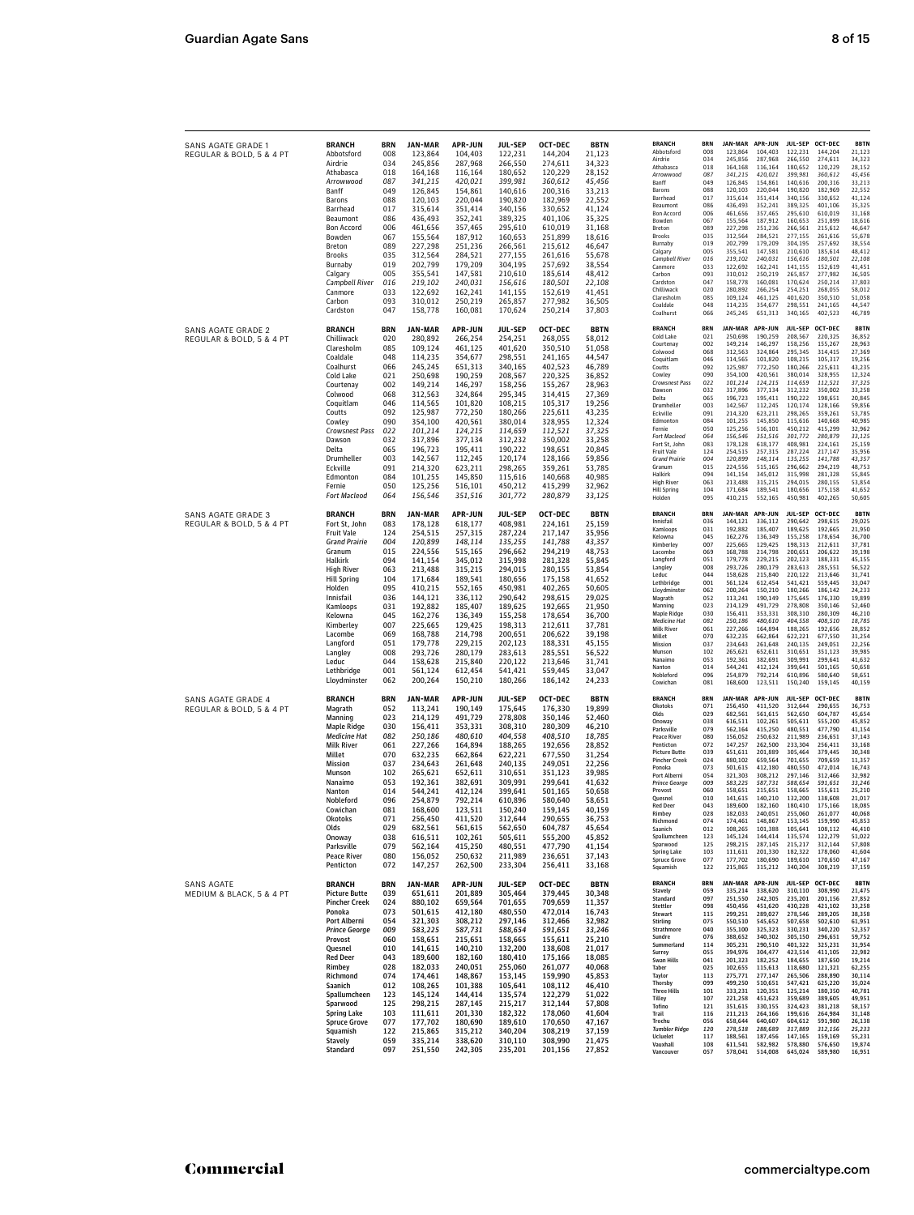SANS AGATE GRADE 1
REGULAR & BOLD, 5 & 4 PT

| BRANCH | BRN | JAN-MAR | APR-JUN | JUL-SEP | OCT-DEC | BBTN |
|---|---|---|---|---|---|---|
| Abbotsford | 008 | 123,864 | 104,403 | 122,231 | 144,204 | 21,123 |
| Airdrie | 034 | 245,856 | 287,968 | 266,550 | 274,611 | 34,323 |
| Athabasca | 018 | 164,168 | 116,164 | 180,652 | 120,229 | 28,152 |
| *Arrowwood* | *087* | *341,215* | *420,021* | *399,981* | *360,612* | *45,456* |
| Banff | 049 | 126,845 | 154,861 | 140,616 | 200,316 | 33,213 |
| Barons | 088 | 120,103 | 220,044 | 190,820 | 182,969 | 22,552 |
| Barrhead | 017 | 315,614 | 351,414 | 340,156 | 330,652 | 41,124 |
| Beaumont | 086 | 436,493 | 352,241 | 389,325 | 401,106 | 35,325 |
| Bon Accord | 006 | 461,656 | 357,465 | 295,610 | 610,019 | 31,168 |
| Bowden | 067 | 155,564 | 187,912 | 160,653 | 251,899 | 18,616 |
| Breton | 089 | 227,298 | 251,236 | 266,561 | 215,612 | 46,647 |
| Brooks | 035 | 312,564 | 284,521 | 277,155 | 261,616 | 55,678 |
| Burnaby | 019 | 202,799 | 179,209 | 304,195 | 257,692 | 38,554 |
| Calgary | 005 | 355,541 | 147,581 | 210,610 | 185,614 | 48,412 |
| *Campbell River* | *016* | *219,102* | *240,031* | *156,616* | *180,501* | *22,108* |
| Canmore | 033 | 122,692 | 162,241 | 141,155 | 152,619 | 41,451 |
| Carbon | 093 | 310,012 | 250,219 | 265,857 | 277,982 | 36,505 |
| Cardston | 047 | 158,778 | 160,081 | 170,624 | 250,214 | 37,803 |
| Chilliwack | 020 | 280,892 | 266,254 | 254,251 | 268,055 | 58,012 |
| Claresholm | 085 | 109,124 | 461,125 | 401,620 | 350,510 | 51,058 |
| Coaldale | 048 | 114,235 | 354,677 | 298,551 | 241,165 | 44,547 |
| Coalhurst | 066 | 245,245 | 651,313 | 340,165 | 402,523 | 46,789 |

SANS AGATE GRADE 2
REGULAR & BOLD, 5 & 4 PT

| BRANCH | BRN | JAN-MAR | APR-JUN | JUL-SEP | OCT-DEC | BBTN |
|---|---|---|---|---|---|---|
| Chilliwack | 020 | 280,892 | 266,254 | 254,251 | 268,055 | 58,012 |
| Claresholm | 085 | 109,124 | 461,125 | 401,620 | 350,510 | 51,058 |
| Coaldale | 048 | 114,235 | 354,677 | 298,551 | 241,165 | 44,547 |
| Coalhurst | 066 | 245,245 | 651,313 | 340,165 | 402,523 | 46,789 |
| Cold Lake | 021 | 250,698 | 190,259 | 208,567 | 220,325 | 36,852 |
| Courtenay | 002 | 149,214 | 146,297 | 158,256 | 155,267 | 28,963 |
| Colwood | 068 | 312,563 | 324,864 | 295,345 | 314,415 | 27,369 |
| Coquitlam | 046 | 114,565 | 101,820 | 108,215 | 105,317 | 19,256 |
| Coutts | 092 | 125,987 | 772,250 | 180,266 | 225,611 | 43,235 |
| Cowley | 090 | 354,100 | 420,561 | 380,014 | 328,955 | 12,324 |
| *Crowsnest Pass* | *022* | *101,214* | *124,215* | *114,659* | *112,521* | *37,325* |
| Dawson | 032 | 317,896 | 377,134 | 312,232 | 350,002 | 33,258 |
| Delta | 065 | 196,723 | 195,411 | 190,222 | 198,651 | 20,845 |
| Drumheller | 003 | 142,567 | 112,245 | 120,174 | 128,166 | 59,856 |
| Eckville | 091 | 214,320 | 623,211 | 298,265 | 359,261 | 53,785 |
| Edmonton | 084 | 101,255 | 145,850 | 115,616 | 140,668 | 40,985 |
| Fernie | 050 | 125,256 | 516,101 | 450,212 | 415,299 | 32,962 |
| *Fort Macleod* | *064* | *156,546* | *351,516* | *301,772* | *280,879* | *33,125* |
| Fort St, John | 083 | 178,128 | 618,177 | 408,981 | 224,161 | 25,159 |
| Fruit Vale | 124 | 254,515 | 257,315 | 287,224 | 217,147 | 35,956 |
| *Grand Prairie* | *004* | *120,899* | *148,114* | *135,255* | *141,788* | *43,357* |
| Granum | 015 | 224,556 | 515,165 | 296,662 | 294,219 | 48,753 |
| Halkirk | 094 | 141,154 | 345,012 | 315,998 | 281,328 | 55,845 |
| High River | 063 | 213,488 | 315,215 | 294,015 | 280,155 | 53,854 |
| Hill Spring | 104 | 171,684 | 189,541 | 180,656 | 175,158 | 41,652 |
| Holden | 095 | 410,215 | 552,165 | 450,981 | 402,265 | 50,605 |

SANS AGATE GRADE 3
REGULAR & BOLD, 5 & 4 PT

| BRANCH | BRN | JAN-MAR | APR-JUN | JUL-SEP | OCT-DEC | BBTN |
|---|---|---|---|---|---|---|
| Fort St, John | 083 | 178,128 | 618,177 | 408,981 | 224,161 | 25,159 |
| Fruit Vale | 124 | 254,515 | 257,315 | 287,224 | 217,147 | 35,956 |
| *Grand Prairie* | *004* | *120,899* | *148,114* | *135,255* | *141,788* | *43,357* |
| Granum | 015 | 224,556 | 515,165 | 296,662 | 294,219 | 48,753 |
| Halkirk | 094 | 141,154 | 345,012 | 315,998 | 281,328 | 55,845 |
| High River | 063 | 213,488 | 315,215 | 294,015 | 280,155 | 53,854 |
| Hill Spring | 104 | 171,684 | 189,541 | 180,656 | 175,158 | 41,652 |
| Holden | 095 | 410,215 | 552,165 | 450,981 | 402,265 | 50,605 |
| Innisfail | 036 | 144,121 | 336,112 | 290,642 | 298,615 | 29,025 |
| Kamloops | 031 | 192,882 | 185,407 | 189,625 | 192,665 | 21,950 |
| Kelowna | 045 | 162,276 | 136,349 | 155,258 | 178,654 | 36,700 |
| Kimberley | 007 | 225,665 | 129,425 | 198,313 | 212,611 | 37,781 |
| Lacombe | 069 | 168,788 | 214,798 | 200,651 | 206,622 | 39,198 |
| Langford | 051 | 179,778 | 229,215 | 202,123 | 188,331 | 45,155 |
| Langley | 008 | 293,726 | 280,179 | 283,613 | 285,551 | 56,522 |
| Leduc | 044 | 158,628 | 215,840 | 220,122 | 213,646 | 31,741 |
| Lethbridge | 001 | 561,124 | 612,454 | 541,421 | 559,445 | 33,047 |
| Lloydminster | 062 | 200,264 | 150,210 | 180,266 | 186,142 | 24,233 |
| Magrath | 052 | 113,241 | 190,149 | 175,645 | 176,330 | 19,899 |
| Manning | 023 | 214,129 | 491,729 | 278,808 | 350,146 | 52,460 |
| Maple Ridge | 030 | 156,411 | 353,331 | 308,310 | 280,309 | 46,210 |
| *Medicine Hat* | *082* | *250,186* | *480,610* | *404,558* | *408,510* | *18,785* |
| Milk River | 061 | 227,266 | 164,894 | 188,265 | 192,656 | 28,852 |
| Millet | 070 | 632,235 | 662,864 | 622,221 | 677,550 | 31,254 |
| Mission | 037 | 234,643 | 261,648 | 240,135 | 249,051 | 22,256 |
| Munson | 102 | 265,621 | 652,611 | 310,651 | 351,123 | 39,985 |
| Nanaimo | 053 | 192,361 | 382,691 | 309,991 | 299,641 | 41,632 |
| Nanton | 014 | 544,241 | 412,124 | 399,641 | 501,165 | 50,658 |
| Nobleford | 096 | 254,879 | 792,214 | 610,896 | 580,640 | 58,651 |
| Cowichan | 081 | 168,600 | 123,511 | 150,240 | 159,145 | 40,159 |

SANS AGATE GRADE 4
REGULAR & BOLD, 5 & 4 PT

| BRANCH | BRN | JAN-MAR | APR-JUN | JUL-SEP | OCT-DEC | BBTN |
|---|---|---|---|---|---|---|
| Magrath | 052 | 113,241 | 190,149 | 175,645 | 176,330 | 19,899 |
| Manning | 023 | 214,129 | 491,729 | 278,808 | 350,146 | 52,460 |
| Maple Ridge | 030 | 156,411 | 353,331 | 308,310 | 280,309 | 46,210 |
| *Medicine Hat* | *082* | *250,186* | *480,610* | *404,558* | *408,510* | *18,785* |
| Milk River | 061 | 227,266 | 164,894 | 188,265 | 192,656 | 28,852 |
| Millet | 070 | 632,235 | 662,864 | 622,221 | 677,550 | 31,254 |
| Mission | 037 | 234,643 | 261,648 | 240,135 | 249,051 | 22,256 |
| Munson | 102 | 265,621 | 652,611 | 310,651 | 351,123 | 39,985 |
| Nanaimo | 053 | 192,361 | 382,691 | 309,991 | 299,641 | 41,632 |
| Nanton | 014 | 544,241 | 412,124 | 399,641 | 501,165 | 50,658 |
| Nobleford | 096 | 254,879 | 792,214 | 610,896 | 580,640 | 58,651 |
| Cowichan | 081 | 168,600 | 123,511 | 150,240 | 159,145 | 40,159 |
| Okotoks | 071 | 256,450 | 411,520 | 312,644 | 290,655 | 36,753 |
| Olds | 029 | 682,561 | 561,615 | 562,650 | 604,787 | 45,654 |
| Onoway | 038 | 616,511 | 102,261 | 505,611 | 555,200 | 45,852 |
| Parksville | 079 | 562,164 | 415,250 | 480,551 | 477,790 | 41,154 |
| Peace River | 080 | 156,052 | 250,632 | 211,989 | 236,651 | 37,143 |
| Penticton | 072 | 147,257 | 262,500 | 233,304 | 256,411 | 33,168 |
| Picture Butte | 039 | 651,611 | 201,889 | 305,464 | 379,445 | 30,348 |
| Pincher Creek | 024 | 880,102 | 659,564 | 701,655 | 709,659 | 11,357 |
| Ponoka | 073 | 501,615 | 412,180 | 480,550 | 472,014 | 16,743 |
| Port Alberni | 054 | 321,303 | 308,212 | 297,146 | 312,466 | 32,982 |
| *Prince George* | *009* | *583,225* | *587,731* | *588,654* | *591,651* | *33,246* |
| Provost | 060 | 158,651 | 215,651 | 158,665 | 155,611 | 25,210 |
| Quesnel | 010 | 141,615 | 140,210 | 132,200 | 138,608 | 21,017 |
| Red Deer | 043 | 189,600 | 182,160 | 180,410 | 175,166 | 18,085 |
| Rimbey | 028 | 182,033 | 240,051 | 255,060 | 261,077 | 40,068 |
| Richmond | 074 | 174,461 | 148,867 | 153,145 | 159,990 | 45,853 |
| Saanich | 012 | 108,265 | 101,388 | 105,641 | 108,112 | 46,410 |
| Spallumcheen | 123 | 145,124 | 144,414 | 135,574 | 122,279 | 51,022 |
| Sparwood | 125 | 298,215 | 287,145 | 215,217 | 312,144 | 57,808 |
| Spring Lake | 103 | 111,611 | 201,330 | 182,322 | 178,060 | 41,604 |
| Spruce Grove | 077 | 177,702 | 180,690 | 189,610 | 170,650 | 47,167 |
| Squamish | 122 | 215,865 | 315,212 | 340,204 | 308,219 | 37,159 |

SANS AGATE
MEDIUM & BLACK, 5 & 4 PT

| **BRANCH** | **BRN** | **JAN-MAR** | **APR-JUN** | **JUL-SEP** | **OCT-DEC** | **BBTN** |
|---|---|---|---|---|---|---|
| **Picture Butte** | 039 | 651,611 | 201,889 | 305,464 | 379,445 | 30,348 |
| **Pincher Creek** | 024 | 880,102 | 659,564 | 701,655 | 709,659 | 11,357 |
| **Ponoka** | 073 | 501,615 | 412,180 | 480,550 | 472,014 | 16,743 |
| **Port Alberni** | 054 | 321,303 | 308,212 | 297,146 | 312,466 | 32,982 |
| ***Prince George*** | *009* | *583,225* | *587,731* | *588,654* | *591,651* | *33,246* |
| **Provost** | 060 | 158,651 | 215,651 | 158,665 | 155,611 | 25,210 |
| **Quesnel** | 010 | 141,615 | 140,210 | 132,200 | 138,608 | 21,017 |
| **Red Deer** | 043 | 189,600 | 182,160 | 180,410 | 175,166 | 18,085 |
| **Rimbey** | 028 | 182,033 | 240,051 | 255,060 | 261,077 | 40,068 |
| **Richmond** | 074 | 174,461 | 148,867 | 153,145 | 159,990 | 45,853 |
| **Saanich** | 012 | 108,265 | 101,388 | 105,641 | 108,112 | 46,410 |
| **Spallumcheen** | 123 | 145,124 | 144,414 | 135,574 | 122,279 | 51,022 |
| **Sparwood** | 125 | 298,215 | 287,145 | 215,217 | 312,144 | 57,808 |
| **Spring Lake** | 103 | 111,611 | 201,330 | 182,322 | 178,060 | 41,604 |
| **Spruce Grove** | 077 | 177,702 | 180,690 | 189,610 | 170,650 | 47,167 |
| **Squamish** | 122 | 215,865 | 315,212 | 340,204 | 308,219 | 37,159 |
| **Stavely** | 059 | 335,214 | 338,620 | 310,110 | 308,990 | 21,475 |
| **Standard** | 097 | 251,550 | 242,305 | 235,201 | 201,156 | 27,852 |
| **Stettler** | 098 | 450,456 | 451,620 | 430,228 | 421,102 | 33,258 |
| **Stewart** | 115 | 299,251 | 289,027 | 278,546 | 289,205 | 38,358 |
| **Stirling** | 075 | 550,510 | 545,652 | 507,658 | 502,610 | 61,951 |
| **Strathmore** | 040 | 355,100 | 325,323 | 330,231 | 340,220 | 52,357 |
| **Sundre** | 076 | 388,652 | 340,302 | 305,150 | 296,651 | 59,752 |
| **Summerland** | 114 | 305,231 | 290,510 | 401,322 | 325,231 | 31,954 |
| **Surrey** | 055 | 394,976 | 304,477 | 423,514 | 411,105 | 22,982 |
| **Swan Hills** | 041 | 201,323 | 182,252 | 184,655 | 187,650 | 19,214 |
| **Taber** | 025 | 102,655 | 115,613 | 118,680 | 121,321 | 62,255 |
| **Taylor** | 113 | 275,771 | 277,147 | 265,506 | 288,890 | 30,114 |
| **Thorsby** | 099 | 499,250 | 510,651 | 547,421 | 625,220 | 35,024 |
| **Three Hills** | 101 | 333,231 | 120,351 | 125,214 | 180,350 | 40,781 |
| **Tilley** | 107 | 221,258 | 451,623 | 359,689 | 389,605 | 49,951 |
| **Tofino** | 121 | 351,615 | 330,155 | 324,423 | 381,218 | 58,157 |
| **Trail** | 116 | 211,213 | 264,166 | 199,616 | 264,984 | 31,148 |
| **Trochu** | 056 | 658,644 | 640,607 | 604,612 | 591,980 | 26,138 |
| ***Tumbler Ridge*** | *120* | *278,518* | *288,689* | *317,889* | *312,156* | *25,233* |
| **Ucluelet** | 117 | 188,561 | 187,456 | 147,165 | 159,169 | 55,231 |
| **Vauxhall** | 108 | 611,541 | 582,982 | 578,880 | 576,650 | 19,874 |
| **Vancouver** | 057 | 578,041 | 514,008 | 645,024 | 589,980 | 16,951 |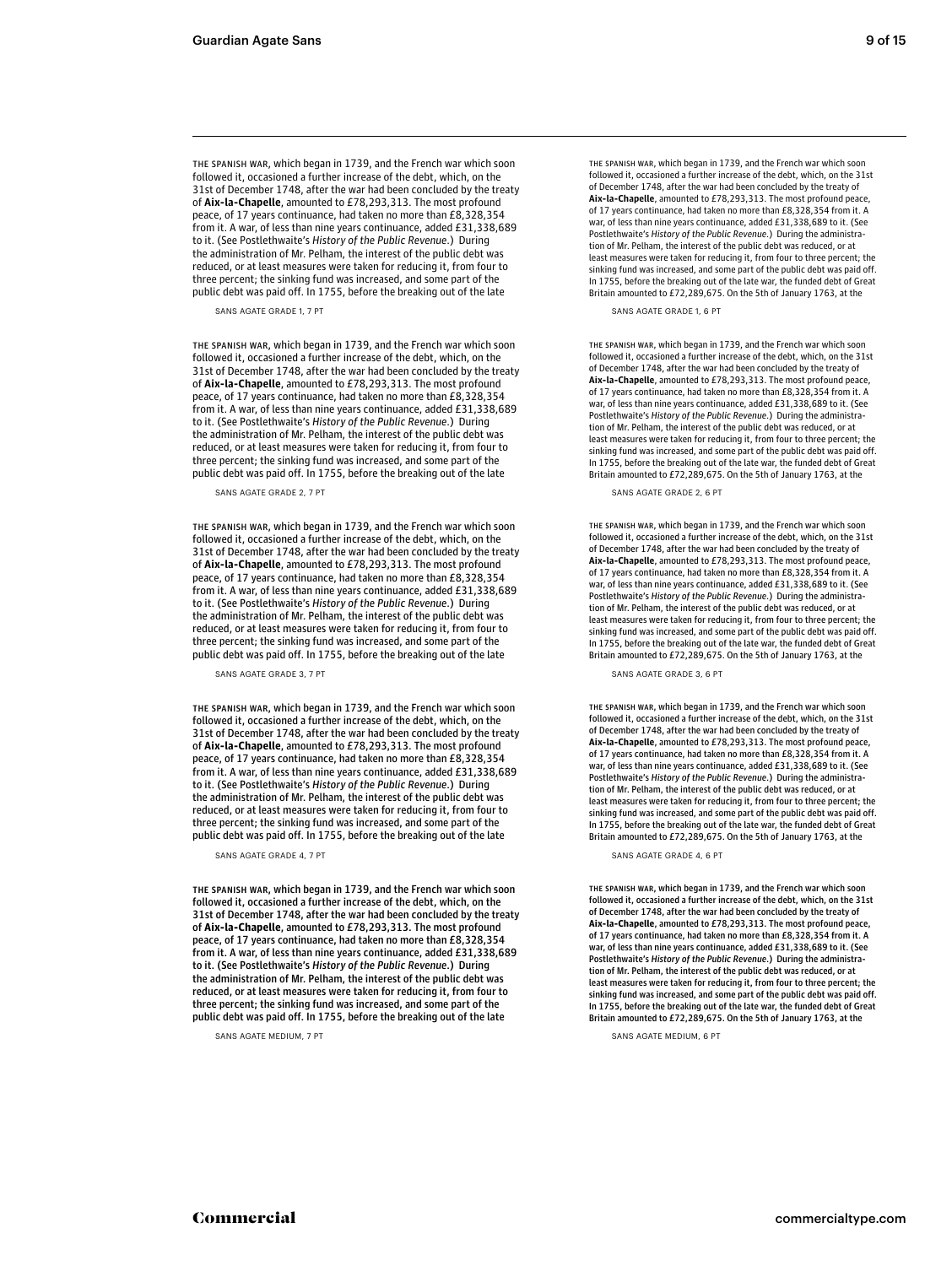THE SPANISH WAR, which began in 1739, and the French war which soon followed it, occasioned a further increase of the debt, which, on the 31st of December 1748, after the war had been concluded by the treaty of **Aix-la-Chapelle**, amounted to £78,293,313. The most profound peace, of 17 years continuance, had taken no more than £8,328,354 from it. A war, of less than nine years continuance, added £31,338,689 to it. (See Postlethwaite's *History of the Public Revenue*.) During the administration of Mr. Pelham, the interest of the public debt was reduced, or at least measures were taken for reducing it, from four to three percent; the sinking fund was increased, and some part of the public debt was paid off. In 1755, before the breaking out of the late

SANS AGATE GRADE 1, 7 PT

THE SPANISH WAR, which began in 1739, and the French war which soon followed it, occasioned a further increase of the debt, which, on the 31st of December 1748, after the war had been concluded by the treaty of **Aix-la-Chapelle**, amounted to £78,293,313. The most profound peace, of 17 years continuance, had taken no more than £8,328,354 from it. A war, of less than nine years continuance, added £31,338,689 to it. (See Postlethwaite's *History of the Public Revenue*.) During the administration of Mr. Pelham, the interest of the public debt was reduced, or at least measures were taken for reducing it, from four to three percent; the sinking fund was increased, and some part of the public debt was paid off. In 1755, before the breaking out of the late

SANS AGATE GRADE 2, 7 PT

THE SPANISH WAR, which began in 1739, and the French war which soon followed it, occasioned a further increase of the debt, which, on the 31st of December 1748, after the war had been concluded by the treaty of **Aix-la-Chapelle**, amounted to £78,293,313. The most profound peace, of 17 years continuance, had taken no more than £8,328,354 from it. A war, of less than nine years continuance, added £31,338,689 to it. (See Postlethwaite's *History of the Public Revenue*.) During the administration of Mr. Pelham, the interest of the public debt was reduced, or at least measures were taken for reducing it, from four to three percent; the sinking fund was increased, and some part of the public debt was paid off. In 1755, before the breaking out of the late

SANS AGATE GRADE 3, 7 PT

THE SPANISH WAR, which began in 1739, and the French war which soon followed it, occasioned a further increase of the debt, which, on the 31st of December 1748, after the war had been concluded by the treaty of **Aix-la-Chapelle**, amounted to £78,293,313. The most profound peace, of 17 years continuance, had taken no more than £8,328,354 from it. A war, of less than nine years continuance, added £31,338,689 to it. (See Postlethwaite's *History of the Public Revenue*.) During the administration of Mr. Pelham, the interest of the public debt was reduced, or at least measures were taken for reducing it, from four to three percent; the sinking fund was increased, and some part of the public debt was paid off. In 1755, before the breaking out of the late

SANS AGATE GRADE 4, 7 PT

THE SPANISH WAR, which began in 1739, and the French war which soon followed it, occasioned a further increase of the debt, which, on the 31st of December 1748, after the war had been concluded by the treaty of **Aix-la-Chapelle**, amounted to £78,293,313. The most profound peace, of 17 years continuance, had taken no more than £8,328,354 from it. A war, of less than nine years continuance, added £31,338,689 to it. (See Postlethwaite's *History of the Public Revenue*.) During the administration of Mr. Pelham, the interest of the public debt was reduced, or at least measures were taken for reducing it, from four to three percent; the sinking fund was increased, and some part of the public debt was paid off. In 1755, before the breaking out of the late

SANS AGATE MEDIUM, 7 PT

THE SPANISH WAR, which began in 1739, and the French war which soon followed it, occasioned a further increase of the debt, which, on the 31st of December 1748, after the war had been concluded by the treaty of **Aix-la-Chapelle**, amounted to £78,293,313. The most profound peace, of 17 years continuance, had taken no more than £8,328,354 from it. A war, of less than nine years continuance, added £31,338,689 to it. (See Postlethwaite's *History of the Public Revenue*.) During the administration of Mr. Pelham, the interest of the public debt was reduced, or at least measures were taken for reducing it, from four to three percent; the sinking fund was increased, and some part of the public debt was paid off. In 1755, before the breaking out of the late war, the funded debt of Great Britain amounted to £72,289,675. On the 5th of January 1763, at the

SANS AGATE GRADE 1, 6 PT

THE SPANISH WAR, which began in 1739, and the French war which soon followed it, occasioned a further increase of the debt, which, on the 31st of December 1748, after the war had been concluded by the treaty of **Aix-la-Chapelle**, amounted to £78,293,313. The most profound peace, of 17 years continuance, had taken no more than £8,328,354 from it. A war, of less than nine years continuance, added £31,338,689 to it. (See Postlethwaite's *History of the Public Revenue*.) During the administration of Mr. Pelham, the interest of the public debt was reduced, or at least measures were taken for reducing it, from four to three percent; the sinking fund was increased, and some part of the public debt was paid off. In 1755, before the breaking out of the late war, the funded debt of Great Britain amounted to £72,289,675. On the 5th of January 1763, at the

SANS AGATE GRADE 2, 6 PT

THE SPANISH WAR, which began in 1739, and the French war which soon followed it, occasioned a further increase of the debt, which, on the 31st of December 1748, after the war had been concluded by the treaty of **Aix-la-Chapelle**, amounted to £78,293,313. The most profound peace, of 17 years continuance, had taken no more than £8,328,354 from it. A war, of less than nine years continuance, added £31,338,689 to it. (See Postlethwaite's *History of the Public Revenue*.) During the administration of Mr. Pelham, the interest of the public debt was reduced, or at least measures were taken for reducing it, from four to three percent; the sinking fund was increased, and some part of the public debt was paid off. In 1755, before the breaking out of the late war, the funded debt of Great Britain amounted to £72,289,675. On the 5th of January 1763, at the

SANS AGATE GRADE 3, 6 PT

THE SPANISH WAR, which began in 1739, and the French war which soon followed it, occasioned a further increase of the debt, which, on the 31st of December 1748, after the war had been concluded by the treaty of **Aix-la-Chapelle**, amounted to £78,293,313. The most profound peace, of 17 years continuance, had taken no more than £8,328,354 from it. A war, of less than nine years continuance, added £31,338,689 to it. (See Postlethwaite's *History of the Public Revenue*.) During the administration of Mr. Pelham, the interest of the public debt was reduced, or at least measures were taken for reducing it, from four to three percent; the sinking fund was increased, and some part of the public debt was paid off. In 1755, before the breaking out of the late war, the funded debt of Great Britain amounted to £72,289,675. On the 5th of January 1763, at the

SANS AGATE GRADE 4, 6 PT

THE SPANISH WAR, which began in 1739, and the French war which soon followed it, occasioned a further increase of the debt, which, on the 31st of December 1748, after the war had been concluded by the treaty of **Aix-la-Chapelle**, amounted to £78,293,313. The most profound peace, of 17 years continuance, had taken no more than £8,328,354 from it. A war, of less than nine years continuance, added £31,338,689 to it. (See Postlethwaite's *History of the Public Revenue*.) During the administration of Mr. Pelham, the interest of the public debt was reduced, or at least measures were taken for reducing it, from four to three percent; the sinking fund was increased, and some part of the public debt was paid off. In 1755, before the breaking out of the late war, the funded debt of Great Britain amounted to £72,289,675. On the 5th of January 1763, at the

SANS AGATE MEDIUM, 6 PT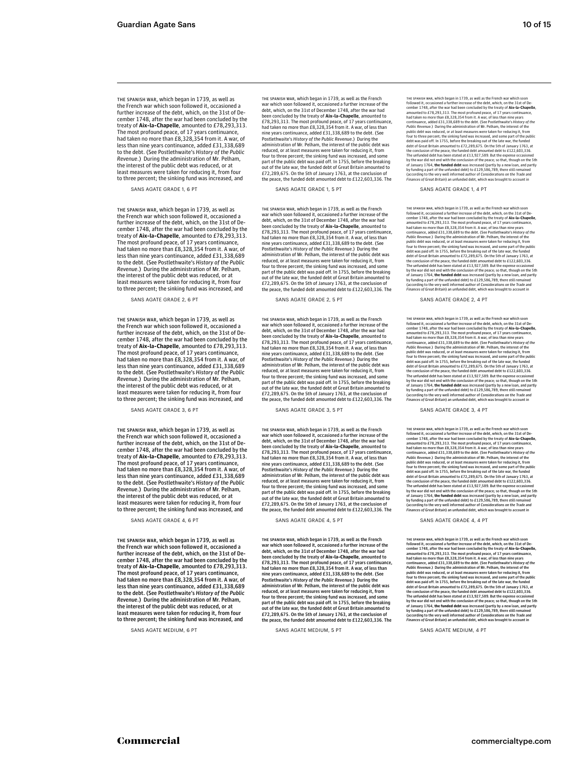THE SPANISH WAR, which began in 1739, as well as the French war which soon followed it, occasioned a further increase of the debt, which, on the 31st of December 1748, after the war had been concluded by the treaty of **Aix-la-Chapelle**, amounted to £78,293,313. The most profound peace, of 17 years continuance, had taken no more than £8,328,354 from it. A war, of less than nine years continuance, added £31,338,689 to the debt. (See Postlethwaite's *History of the Public Revenue*.) During the administration of Mr. Pelham, the interest of the public debt was reduced, or at least measures were taken for reducing it, from four to three percent; the sinking fund was increased, and

SANS AGATE GRADE 1, 6 PT

THE SPANISH WAR, which began in 1739, as well as the French war which soon followed it, occasioned a further increase of the debt, which, on the 31st of December 1748, after the war had been concluded by the treaty of **Aix-la-Chapelle**, amounted to £78,293,313. The most profound peace, of 17 years continuance, had taken no more than £8,328,354 from it. A war, of less than nine years continuance, added £31,338,689 to the debt. (See Postlethwaite's *History of the Public Revenue*.) During the administration of Mr. Pelham, the interest of the public debt was reduced, or at least measures were taken for reducing it, from four to three percent; the sinking fund was increased, and some part of the public debt was paid off. In 1755, before the breaking out of the late war, the funded debt of Great Britain amounted to £72,289,675. On the 5th of January 1763, at the conclusion of the peace, the funded debt amounted debt to £122,603,336. The

SANS AGATE GRADE 1, 5 PT

THE SPANISH WAR, which began in 1739, as well as the French war which soon followed it, occasioned a further increase of the debt, which, on the 31st of December 1748, after the war had been concluded by the treaty of **Aix-la-Chapelle**, amounted to £78,293,313. The most profound peace, of 17 years continuance, had taken no more than £8,328,354 from it. A war, of less than nine years continuance, added £31,338,689 to the debt. (See Postlethwaite's *History of the Public Revenue*.) During the administration of Mr. Pelham, the interest of the public debt was reduced, or at least measures were taken for reducing it, from four to three percent; the sinking fund was increased, and some part of the public debt was paid off. In 1755, before the breaking out of the late war, the funded debt of Great Britain amounted to £72,289,675. On the 5th of January 1763, at the conclusion of the peace, the funded debt amounted debt to £122,603,336. The unfunded debt has been stated at £13,927,589. But the expense occasioned by the war did not end with the conclusion of the peace; so that, though on the 5th of January 1764, **the funded debt** was increased (partly by a new loan, and partly by funding a part of the unfunded debt) to £129,586,789, there still remained (according to the very well informed author of *Considerations on the Trade and Finances of Great Britain*) an unfunded debt, which was brought to account in

SANS AGATE GRADE 1, 4 PT

THE SPANISH WAR, which began in 1739, as well as the French war which soon followed it, occasioned a further increase of the debt, which, on the 31st of December 1748, after the war had been concluded by the treaty of **Aix-la-Chapelle**, amounted to £78,293,313. The most profound peace, of 17 years continuance, had taken no more than £8,328,354 from it. A war, of less than nine years continuance, added £31,338,689 to the debt. (See Postlethwaite's *History of the Public Revenue*.) During the administration of Mr. Pelham, the interest of the public debt was reduced, or at least measures were taken for reducing it, from four to three percent; the sinking fund was increased, and

SANS AGATE GRADE 2, 6 PT

THE SPANISH WAR, which began in 1739, as well as the French war which soon followed it, occasioned a further increase of the debt, which, on the 31st of December 1748, after the war had been concluded by the treaty of **Aix-la-Chapelle**, amounted to £78,293,313. The most profound peace, of 17 years continuance, had taken no more than £8,328,354 from it. A war, of less than nine years continuance, added £31,338,689 to the debt. (See Postlethwaite's *History of the Public Revenue*.) During the administration of Mr. Pelham, the interest of the public debt was reduced, or at least measures were taken for reducing it, from four to three percent; the sinking fund was increased, and some part of the public debt was paid off. In 1755, before the breaking out of the late war, the funded debt of Great Britain amounted to £72,289,675. On the 5th of January 1763, at the conclusion of the peace, the funded debt amounted debt to £122,603,336. The

SANS AGATE GRADE 2, 5 PT

THE SPANISH WAR, which began in 1739, as well as the French war which soon followed it, occasioned a further increase of the debt, which, on the 31st of December 1748, after the war had been concluded by the treaty of **Aix-la-Chapelle**, amounted to £78,293,313. The most profound peace, of 17 years continuance, had taken no more than £8,328,354 from it. A war, of less than nine years continuance, added £31,338,689 to the debt. (See Postlethwaite's *History of the Public Revenue*.) During the administration of Mr. Pelham, the interest of the public debt was reduced, or at least measures were taken for reducing it, from four to three percent; the sinking fund was increased, and some part of the public debt was paid off. In 1755, before the breaking out of the late war, the funded debt of Great Britain amounted to £72,289,675. On the 5th of January 1763, at the conclusion of the peace, the funded debt amounted debt to £122,603,336. The unfunded debt has been stated at £13,927,589. But the expense occasioned by the war did not end with the conclusion of the peace; so that, though on the 5th of January 1764, **the funded debt** was increased (partly by a new loan, and partly by funding a part of the unfunded debt) to £129,586,789, there still remained (according to the very well informed author of *Considerations on the Trade and Finances of Great Britain*) an unfunded debt, which was brought to account in

SANS AGATE GRADE 2, 4 PT

THE SPANISH WAR, which began in 1739, as well as the French war which soon followed it, occasioned a further increase of the debt, which, on the 31st of December 1748, after the war had been concluded by the treaty of **Aix-la-Chapelle**, amounted to £78,293,313. The most profound peace, of 17 years continuance, had taken no more than £8,328,354 from it. A war, of less than nine years continuance, added £31,338,689 to the debt. (See Postlethwaite's *History of the Public Revenue*.) During the administration of Mr. Pelham, the interest of the public debt was reduced, or at least measures were taken for reducing it, from four to three percent; the sinking fund was increased, and

SANS AGATE GRADE 3, 6 PT

THE SPANISH WAR, which began in 1739, as well as the French war which soon followed it, occasioned a further increase of the debt, which, on the 31st of December 1748, after the war had been concluded by the treaty of **Aix-la-Chapelle**, amounted to £78,293,313. The most profound peace, of 17 years continuance, had taken no more than £8,328,354 from it. A war, of less than nine years continuance, added £31,338,689 to the debt. (See Postlethwaite's *History of the Public Revenue*.) During the administration of Mr. Pelham, the interest of the public debt was reduced, or at least measures were taken for reducing it, from four to three percent; the sinking fund was increased, and some part of the public debt was paid off. In 1755, before the breaking out of the late war, the funded debt of Great Britain amounted to £72,289,675. On the 5th of January 1763, at the conclusion of the peace, the funded debt amounted debt to £122,603,336. The

SANS AGATE GRADE 3, 5 PT

THE SPANISH WAR, which began in 1739, as well as the French war which soon followed it, occasioned a further increase of the debt, which, on the 31st of December 1748, after the war had been concluded by the treaty of **Aix-la-Chapelle**, amounted to £78,293,313. The most profound peace, of 17 years continuance, had taken no more than £8,328,354 from it. A war, of less than nine years continuance, added £31,338,689 to the debt. (See Postlethwaite's *History of the Public Revenue*.) During the administration of Mr. Pelham, the interest of the public debt was reduced, or at least measures were taken for reducing it, from four to three percent; the sinking fund was increased, and some part of the public debt was paid off. In 1755, before the breaking out of the late war, the funded debt of Great Britain amounted to £72,289,675. On the 5th of January 1763, at the conclusion of the peace, the funded debt amounted debt to £122,603,336. The unfunded debt has been stated at £13,927,589. But the expense occasioned by the war did not end with the conclusion of the peace; so that, though on the 5th of January 1764, **the funded debt** was increased (partly by a new loan, and partly by funding a part of the unfunded debt) to £129,586,789, there still remained (according to the very well informed author of *Considerations on the Trade and Finances of Great Britain*) an unfunded debt, which was brought to account in

SANS AGATE GRADE 3, 4 PT

THE SPANISH WAR, which began in 1739, as well as the French war which soon followed it, occasioned a further increase of the debt, which, on the 31st of December 1748, after the war had been concluded by the treaty of **Aix-la-Chapelle**, amounted to £78,293,313. The most profound peace, of 17 years continuance, had taken no more than £8,328,354 from it. A war, of less than nine years continuance, added £31,338,689 to the debt. (See Postlethwaite's *History of the Public Revenue*.) During the administration of Mr. Pelham, the interest of the public debt was reduced, or at least measures were taken for reducing it, from four to three percent; the sinking fund was increased, and

SANS AGATE GRADE 4, 6 PT

THE SPANISH WAR, which began in 1739, as well as the French war which soon followed it, occasioned a further increase of the debt, which, on the 31st of December 1748, after the war had been concluded by the treaty of **Aix-la-Chapelle**, amounted to £78,293,313. The most profound peace, of 17 years continuance, had taken no more than £8,328,354 from it. A war, of less than nine years continuance, added £31,338,689 to the debt. (See Postlethwaite's *History of the Public Revenue*.) During the administration of Mr. Pelham, the interest of the public debt was reduced, or at least measures were taken for reducing it, from four to three percent; the sinking fund was increased, and some part of the public debt was paid off. In 1755, before the breaking out of the late war, the funded debt of Great Britain amounted to £72,289,675. On the 5th of January 1763, at the conclusion of the peace, the funded debt amounted debt to £122,603,336. The

SANS AGATE GRADE 4, 5 PT

THE SPANISH WAR, which began in 1739, as well as the French war which soon followed it, occasioned a further increase of the debt, which, on the 31st of December 1748, after the war had been concluded by the treaty of **Aix-la-Chapelle**, amounted to £78,293,313. The most profound peace, of 17 years continuance, had taken no more than £8,328,354 from it. A war, of less than nine years continuance, added £31,338,689 to the debt. (See Postlethwaite's *History of the Public Revenue*.) During the administration of Mr. Pelham, the interest of the public debt was reduced, or at least measures were taken for reducing it, from four to three percent; the sinking fund was increased, and some part of the public debt was paid off. In 1755, before the breaking out of the late war, the funded debt of Great Britain amounted to £72,289,675. On the 5th of January 1763, at the conclusion of the peace, the funded debt amounted debt to £122,603,336. The unfunded debt has been stated at £13,927,589. But the expense occasioned by the war did not end with the conclusion of the peace; so that, though on the 5th of January 1764, **the funded debt** was increased (partly by a new loan, and partly by funding a part of the unfunded debt) to £129,586,789, there still remained (according to the very well informed author of *Considerations on the Trade and Finances of Great Britain*) an unfunded debt, which was brought to account in

SANS AGATE GRADE 4, 4 PT

**THE SPANISH WAR, which began in 1739, as well as the French war which soon followed it, occasioned a further increase of the debt, which, on the 31st of December 1748, after the war had been concluded by the treaty of Aix-la-Chapelle, amounted to £78,293,313. The most profound peace, of 17 years continuance, had taken no more than £8,328,354 from it. A war, of less than nine years continuance, added £31,338,689 to the debt. (See Postlethwaite's *History of the Public Revenue*.) During the administration of Mr. Pelham, the interest of the public debt was reduced, or at least measures were taken for reducing it, from four to three percent; the sinking fund was increased, and**

SANS AGATE MEDIUM, 6 PT

**THE SPANISH WAR, which began in 1739, as well as the French war which soon followed it, occasioned a further increase of the debt, which, on the 31st of December 1748, after the war had been concluded by the treaty of Aix-la-Chapelle, amounted to £78,293,313. The most profound peace, of 17 years continuance, had taken no more than £8,328,354 from it. A war, of less than nine years continuance, added £31,338,689 to the debt. (See Postlethwaite's *History of the Public Revenue*.) During the administration of Mr. Pelham, the interest of the public debt was reduced, or at least measures were taken for reducing it, from four to three percent; the sinking fund was increased, and some part of the public debt was paid off. In 1755, before the breaking out of the late war, the funded debt of Great Britain amounted to £72,289,675. On the 5th of January 1763, at the conclusion of the peace, the funded debt amounted debt to £122,603,336. The**

SANS AGATE MEDIUM, 5 PT

**THE SPANISH WAR, which began in 1739, as well as the French war which soon followed it, occasioned a further increase of the debt, which, on the 31st of December 1748, after the war had been concluded by the treaty of Aix-la-Chapelle, amounted to £78,293,313. The most profound peace, of 17 years continuance, had taken no more than £8,328,354 from it. A war, of less than nine years continuance, added £31,338,689 to the debt. (See Postlethwaite's *History of the Public Revenue*.) During the administration of Mr. Pelham, the interest of the public debt was reduced, or at least measures were taken for reducing it, from four to three percent; the sinking fund was increased, and some part of the public debt was paid off. In 1755, before the breaking out of the late war, the funded debt of Great Britain amounted to £72,289,675. On the 5th of January 1763, at the conclusion of the peace, the funded debt amounted debt to £122,603,336. The unfunded debt has been stated at £13,927,589. But the expense occasioned by the war did not end with the conclusion of the peace; so that, though on the 5th of January 1764, the funded debt was increased (partly by a new loan, and partly by funding a part of the unfunded debt) to £129,586,789, there still remained (according to the very well informed author of *Considerations on the Trade and Finances of Great Britain*) an unfunded debt, which was brought to account in**

SANS AGATE MEDIUM, 4 PT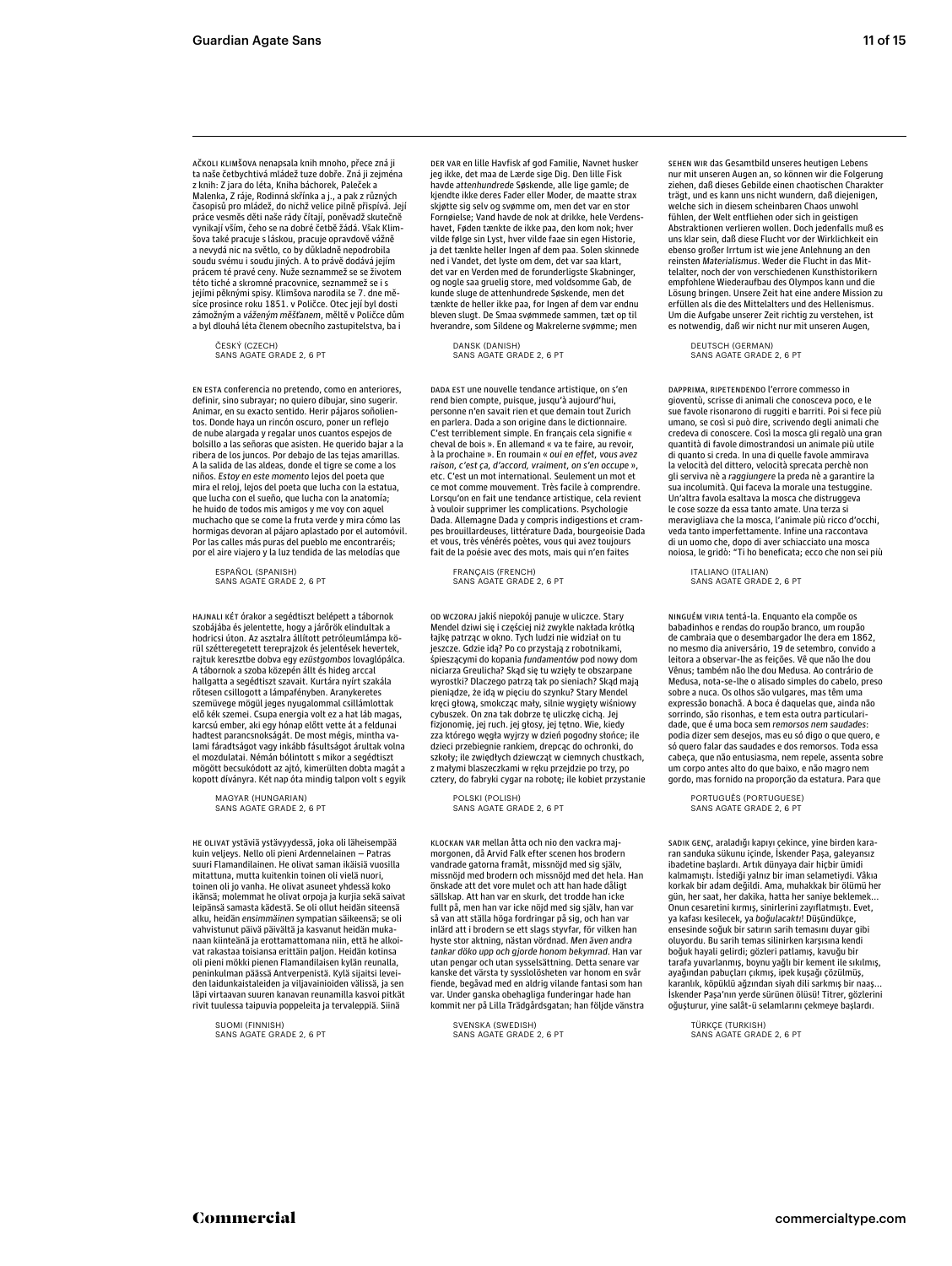AČKOLI KLIMŠOVA nenapsala knih mnoho, přece zná ji ta naše četbychtivá mládež tuze dobře. Zná ji zejména z knih: Z jara do léta, Kniha báchorek, Paleček a Malenka, Z ráje, Rodinná skřínka a j., a pak z různých časopisů pro mládež, do nichž velice pilně přispívá. Její práce vesměs děti naše rády čítají, poněvadž skutečně vynikají vším, čeho se na dobré četbě žádá. Však Klimšova také pracuje s láskou, pracuje opravdově vážně a nevydá nic na světlo, co by důkladně nepodrobila soudu svému i soudu jiných. A to právě dodává jejím prácem té pravé ceny. Nuže seznammež se se životem této tiché a skromné pracovnice, seznammež se i s jejími pěknými spisy. Klimšova narodila se 7. dne měsíce prosince roku 1851. v Poličce. Otec její byl dosti zámožným a *váženým měšťanem*, měltě v Poličce dům a byl dlouhá léta členem obecního zastupitelstva, ba i

ČESKÝ (CZECH)
SANS AGATE GRADE 2, 6 PT

DER VAR en lille Havfisk af god Familie, Navnet husker jeg ikke, det maa de Lærde sige Dig. Den lille Fisk havde *attenhundrede* Søskende, alle lige gamle; de kjendte ikke deres Fader eller Moder, de maatte strax skjøtte sig selv og svømme om, men det var en stor Fornøielse; Vand havde de nok at drikke, hele Verdenshavet, Føden tænkte de ikke paa, den kom nok; hver vilde følge sin Lyst, hver vilde faae sin egen Historie, ja det tænkte heller Ingen af dem paa. Solen skinnede ned i Vandet, det lyste om dem, det var saa klart, det var en Verden med de forunderligste Skabninger, og nogle saa gruelig store, med voldsomme Gab, de kunde sluge de attenhundrede Søskende, men det tænkte de heller ikke paa, for Ingen af dem var endnu bleven slugt. De Smaa svømmede sammen, tæt op til hverandre, som Sildene og Makrelerne svømme; men

DANSK (DANISH)
SANS AGATE GRADE 2, 6 PT

SEHEN WIR das Gesamtbild unseres heutigen Lebens nur mit unseren Augen an, so können wir die Folgerung ziehen, daß dieses Gebilde einen chaotischen Charakter trägt, und es kann uns nicht wundern, daß diejenigen, welche sich in diesem scheinbaren Chaos unwohl fühlen, der Welt entfliehen oder sich in geistigen Abstraktionen verlieren wollen. Doch jedenfalls muß es uns klar sein, daß diese Flucht vor der Wirklichkeit ein ebenso großer Irrtum ist wie jene Anlehnung an den reinsten *Materialismus*. Weder die Flucht in das Mittelalter, noch der von verschiedenen Kunsthistorikern empfohlene Wiederaufbau des Olympos kann und die Lösung bringen. Unsere Zeit hat eine andere Mission zu erfüllen als die des Mittelalters und des Hellenismus. Um die Aufgabe unserer Zeit richtig zu verstehen, ist es notwendig, daß wir nicht nur mit unseren Augen,

DEUTSCH (GERMAN)
SANS AGATE GRADE 2, 6 PT

EN ESTA conferencia no pretendo, como en anteriores, definir, sino subrayar; no quiero dibujar, sino sugerir. Animar, en su exacto sentido. Herir pájaros soñolientos. Donde haya un rincón oscuro, poner un reflejo de nube alargada y regalar unos cuantos espejos de bolsillo a las señoras que asisten. He querido bajar a la ribera de los juncos. Por debajo de las tejas amarillas. A la salida de las aldeas, donde el tigre se come a los niños. *Estoy en este momento* lejos del poeta que mira el reloj, lejos del poeta que lucha con la estatua, que lucha con el sueño, que lucha con la anatomía; he huido de todos mis amigos y me voy con aquel muchacho que se come la fruta verde y mira cómo las hormigas devoran al pájaro aplastado por el automóvil. Por las calles más puras del pueblo me encontraréis; por el aire viajero y la luz tendida de las melodías que

ESPAÑOL (SPANISH)
SANS AGATE GRADE 2, 6 PT

DADA EST une nouvelle tendance artistique, on s'en rend bien compte, puisque, jusqu'à aujourd'hui, personne n'en savait rien et que demain tout Zurich en parlera. Dada a son origine dans le dictionnaire. C'est terriblement simple. En français cela signifie « cheval de bois ». En allemand « va te faire, au revoir, à la prochaine ». En roumain « *oui en effet, vous avez raison, c'est ça, d'accord, vraiment, on s'en occupe* », etc. C'est un mot international. Seulement un mot et ce mot comme mouvement. Très facile à comprendre. Lorsqu'on en fait une tendance artistique, cela revient à vouloir supprimer les complications. Psychologie Dada. Allemagne Dada y compris indigestions et crampes brouillardeuses, littérature Dada, bourgeoisie Dada et vous, très vénérés poètes, vous qui avez toujours fait de la poésie avec des mots, mais qui n'en faites

FRANÇAIS (FRENCH)
SANS AGATE GRADE 2, 6 PT

DAPPRIMA, RIPETENDENDO l'errore commesso in gioventù, scrisse di animali che conosceva poco, e le sue favole risonarono di ruggiti e barriti. Poi si fece più umano, se così si può dire, scrivendo degli animali che credeva di conoscere. Così la mosca gli regalò una gran quantità di favole dimostrandosi un animale più utile di quanto si creda. In una di quelle favole ammirava la velocità del dittero, velocità sprecata perchè non gli serviva nè a *raggiungere* la preda nè a garantire la sua incolumità. Qui faceva la morale una testuggine. Un'altra favola esaltava la mosca che distruggeva le cose sozze da essa tanto amate. Una terza si meravigliava che la mosca, l'animale più ricco d'occhi, veda tanto imperfettamente. Infine una raccontava di un uomo che, dopo di aver schiacciato una mosca noiosa, le gridò: "Ti ho beneficata; ecco che non sei più

ITALIANO (ITALIAN)
SANS AGATE GRADE 2, 6 PT

HAJNALI KÉT órakor a segédtiszt belépett a tábornok szobájába és jelentette, hogy a járőrök elindultak a hodricsi úton. Az asztalra állított petróleumlámpa körül szétteregetett tereprajzok és jelentések hevertek, rajtuk keresztbe dobva egy *ezüstgombos* lovaglópálca. A tábornok a szoba közepén állt és hideg arccal hallgatta a segédtiszt szavait. Kurtára nyírt szakála rőtesen csillogott a lámpafényben. Aranykeretes szemüvege mögül jeges nyugalommal csillámlottak elő kék szemei. Csupa energia volt ez a hat láb magas, karcsú ember, aki egy hónap előtt vette át a feldunai hadtest parancsnokságát. De most mégis, mintha valami fáradtságot vagy inkább fásultságot árultak volna el mozdulatai. Némán bólintott s mikor a segédtiszt mögött becsukódott az ajtó, kimerülten dobta magát a kopott díványra. Két nap óta mindig talpon volt s egyik

MAGYAR (HUNGARIAN)
SANS AGATE GRADE 2, 6 PT

OD WCZORAJ jakiś niepokój panuje w uliczce. Stary Mendel dziwi się i częściej niż zwykle nakłada krótką łajkę patrząc w okno. Tych ludzi nie widział on tu jeszcze. Gdzie idą? Po co przystają z robotnikami, śpieszącymi do kopania *fundamentów* pod nowy dom niciarza Greulicha? Skąd się tu wzięły te obszarpane wyrostki? Dlaczego patrzą tak po sieniach? Skąd mają pieniądze, że idą w pięciu do szynku? Stary Mendel kręci głową, smokcząc mały, silnie wygięty wiśniowy cybuszek. On zna tak dobrze tę uliczkę cichą. Jej fizjonomię, jej ruch. jej głosy, jej tętno. Wie, kiedy zza którego węgła wyjrzy w dzień pogodny słońce; ile dzieci przebiegnie rankiem, drepcąc do ochronki, do szkoły; ile zwiędłych dziewcząt w ciemnych chustkach, z małymi blaszeczkami w ręku przejdzie po trzy, po cztery, do fabryki cygar na robotę; ile kobiet przystanie

POLSKI (POLISH)
SANS AGATE GRADE 2, 6 PT

NINGUÉM VIRIA tentá-la. Enquanto ela compõe os babadinhos e rendas do roupão branco, um roupão de cambraia que o desembargador lhe dera em 1862, no mesmo dia aniversário, 19 de setembro, convido a leitora a observar-lhe as feições. Vê que não lhe dou Vênus; também não lhe dou Medusa. Ao contrário de Medusa, nota-se-lhe o alisado simples do cabelo, preso sobre a nuca. Os olhos são vulgares, mas têm uma expressão bonachã. A boca é daquelas que, ainda não sorrindo, são risonhas, e tem esta outra particularidade, que é uma boca sem *remorsos nem saudades*: podia dizer sem desejos, mas eu só digo o que quero, e só quero falar das saudades e dos remorsos. Toda essa cabeça, que não entusiasma, nem repele, assenta sobre um corpo antes alto do que baixo, e não magro nem gordo, mas fornido na proporção da estatura. Para que

PORTUGUÊS (PORTUGUESE)
SANS AGATE GRADE 2, 6 PT

HE OLIVAT ystäviä ystävyydessä, joka oli läheisempää kuin veljeys. Nello oli pieni Ardennelainen — Patras suuri Flamandilainen. He olivat saman ikäisiä vuosilla mitattuna, mutta kuitenkin toinen oli vielä nuori, toinen oli jo vanha. He olivat asuneet yhdessä koko ikänsä; molemmat he olivat orpoja ja kurjia sekä saivat leipänsä samasta kädestä. Se oli ollut heidän siteensä alku, heidän *ensimmäinen* sympatian säikeensä; se oli vahvistunut päivä päivältä ja kasvanut heidän mukanaan kiinteänä ja erottamattomana niin, että he alkoivat rakastaa toisiansa erittäin paljon. Heidän kotinsa oli pieni mökki pienen Flamandilaisen kylän reunalla, peninkulman päässä Antverpenistä. Kylä sijaitsi leveiden laidunkaistaleiden ja viljavainioiden välissä, ja sen läpi virtaavan suuren kanavan reunamilla kasvoi pitkät rivit tuulessa taipuvia poppeleita ja tervaleppiä. Siinä

SUOMI (FINNISH)
SANS AGATE GRADE 2, 6 PT

KLOCKAN VAR mellan åtta och nio den vackra majmorgonen, då Arvid Falk efter scenen hos brodern vandrade gatorna framåt, missnöjd med sig själv, missnöjd med brodern och missnöjd med det hela. Han önskade att det vore mulet och att han hade dåligt sällskap. Att han var en skurk, det trodde han icke fullt på, men han var icke nöjd med sig själv, han var så van att ställa höga fordringar på sig, och han var inlärd att i brodern se ett slags styvfar, för vilken han hyste stor aktning, nästan vördnad. *Men även andra tankar döko upp och gjorde honom bekymrad*. Han var utan pengar och utan sysselsättning. Detta senare var kanske det värsta ty sysslolösheten var honom en svår fiende, begåvad med en aldrig vilande fantasi som han var. Under ganska obehagliga funderingar hade han kommit ner på Lilla Trädgårdsgatan; han följde vänstra

SVENSKA (SWEDISH)
SANS AGATE GRADE 2, 6 PT

SADIK GENÇ, araladığı kapıyı çekince, yine birden kararan sanduka sükunu içinde, İskender Paşa, galeyansız ibadetine başlardı. Artık dünyaya dair hiçbir ümidi kalmamıştı. İstediği yalnız bir iman selametiydi. Vâkıa korkak bir adam değildi. Ama, muhakkak bir ölümü her gün, her saat, her dakika, hatta her saniye beklemek… Onun cesaretini kırmış, sinirlerini zayıflatmıştı. Evet, ya kafası kesilecek, ya *boğulacaktı*! Düşündükçe, ensesinde soğuk bir satırın sarih temasını duyar gibi oluyordu. Bu sarih temas silinirken karşısına kendi boğuk hayali gelirdi; gözleri patlamış, kavuğu bir tarafa yuvarlanmış, boynu yağlı bir kement ile sıkılmış, ayağından pabuçları çıkmış, ipek kuşağı çözülmüş, karanlık, köpüklü ağzından siyah dili sarkmış bir naaş… İskender Paşa'nın yerde sürünen ölüsü! Titrer, gözlerini oğuşturur, yine salât-ü selamlarını çekmeye başlardı.

TÜRKÇE (TURKISH)
SANS AGATE GRADE 2, 6 PT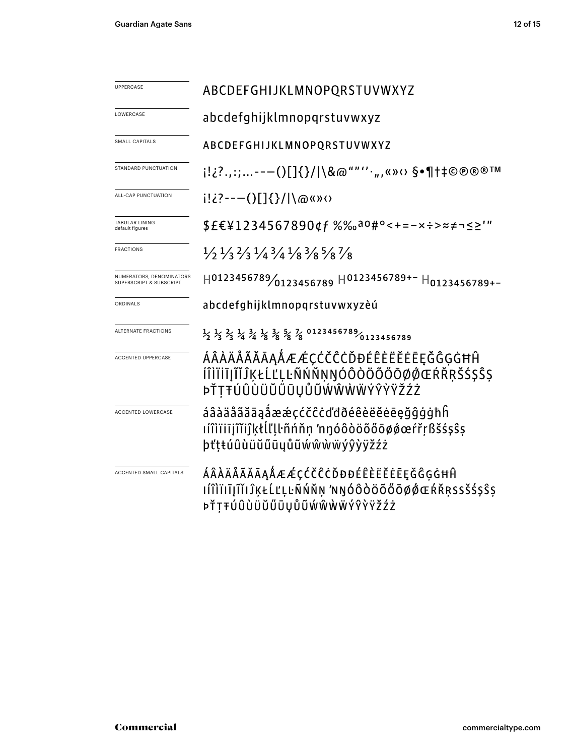| | |
|---|---|
| UPPERCASE | ABCDEFGHIJKLMNOPQRSTUVWXYZ |
| LOWERCASE | abcdefghijklmnopqrstuvwxyz |
| SMALL CAPITALS | ABCDEFGHIJKLMNOPQRSTUVWXYZ |
| STANDARD PUNCTUATION | ¡!¿?.,:;...‐–—()[]{}/\|\&@“”‘’·„‚«»‹› §•¶†‡©℗®®™ |
| ALL-CAP PUNCTUATION | ¡!¿?‐–—()[]{}/\|\@«»‹› |
| TABULAR LINING default figures | $£€¥1234567890¢ƒ %‰ªº#°<+=−×÷>≈≠¬≤≥′″ |
| FRACTIONS | ½ ⅓ ⅔ ¼ ¾ ⅛ ⅜ ⅝ ⅞ |
| NUMERATORS, DENOMINATORS SUPERSCRIPT & SUBSCRIPT | $H^{0123456789}/_{0123456789}$ $H^{0123456789+-}$ $H_{0123456789+-}$ |
| ORDINALS | abcdefghijklmnopqrstuvwxyzèú |
| ALTERNATE FRACTIONS | ½ ⅓ ⅔ ¼ ¾ ⅛ ⅜ ⅝ ⅞ $^{0123456789}/_{0123456789}$ |
| ACCENTED UPPERCASE | ÁÂÀÄÅÃĂĀĄǺÆǼÇĆČĈĊĎĐÉÊÈËĚĖĒĘĞĜĢĠĦĤ ÍÎÌÏĪĮĨĬĴĶŁĹĽĻĿÑŃŇŅŊÓÔÒÖÕŐŌØǾŒŔŘŖŠŚŞŜȘ ÞŤŢŦÚÛÙÜŬŰŪŲŮŨẂŴẀẄÝŶỲŸŽŹŻ |
| ACCENTED LOWERCASE | áâàäåãăāąǻæǽçćčĉċďđðéêèëěėēęğĝģġħĥ ıíîìïīįĩĭĵķłĺľļŀñńňņŉŋóôòöõőōøǿœŕřŗßšśşŝș þťţŧúûùüŭűūųůũẃŵẁẅýŷỳÿžźż |
| ACCENTED SMALL CAPITALS | ÁÂÀÄÅÃĂĀĄǺÆǼÇĆČĈĊĎĐÐÉÊÈËĚĖĒĘĞĜĢĠĦĤ IÍÎÌÏĪĮĨĬĴĶŁĹĽĻĿÑŃŇŅŉŊÓÔÒÖÕŐŌØǾŒŔŘŖSSŠŚŞŜȘ ÞŤŢŦÚÛÙÜŬŰŪŲŮŨẂŴẀẄÝŶỲŸŽŹŻ |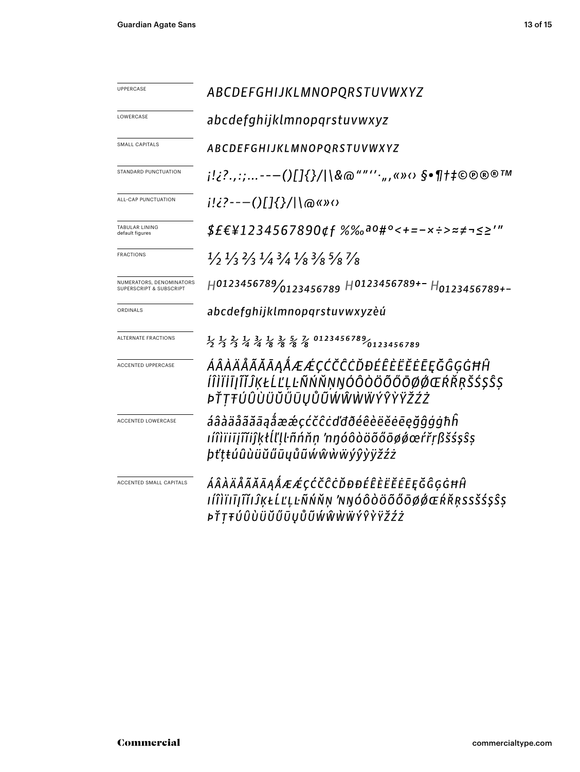| | |
|---|---|
| UPPERCASE | *ABCDEFGHIJKLMNOPQRSTUVWXYZ* |
| LOWERCASE | *abcdefghijklmnopqrstuvwxyz* |
| SMALL CAPITALS | *ABCDEFGHIJKLMNOPQRSTUVWXYZ* |
| STANDARD PUNCTUATION | *¡!¿?.,:;…---()[]{}/\|\&@""''·„‚«»‹› §•¶†‡©℗®®™* |
| ALL-CAP PUNCTUATION | *¡!¿?---()[]{}/\|\@«»‹›* |
| TABULAR LINING default figures | *$£€¥1234567890¢ƒ %‰ªº#°<+=−×÷>≈≠¬≤≥′″* |
| FRACTIONS | *½ ⅓ ⅔ ¼ ¾ ⅛ ⅜ ⅝ ⅞* |
| NUMERATORS, DENOMINATORS SUPERSCRIPT & SUBSCRIPT | *H0123456789/0123456789 H0123456789+− H0123456789+−* |
| ORDINALS | *abcdefghijklmnopqrstuvwxyzèú* |
| ALTERNATE FRACTIONS | *½ ⅓ ⅔ ¼ ¾ ⅛ ⅜ ⅝ ⅞ 0123456789/0123456789* |
| ACCENTED UPPERCASE | *ÁÂÀÄÅÃĂĀĄǺÆǼÇĆČĈĊĎĐÉÊÈËĚĖĒĘĞĜĢĠĦĤ ÍÎÌÏĪĮĨĬĴĶŁĹĽĻĿÑŃŇŅŊÓÔÒÖÕŐŌØǾŒŔŘŖŠŚŞŜȘ ÞŤŢŦÚÛÙÜŬŰŪŲŮŨẂŴẀẄÝŶỲŸŽŹŻ* |
| ACCENTED LOWERCASE | *áâàäåãăāąǻæǽçćčĉċďđðéêèëěėēęğĝģġħĥ ıíîìïīįĩĭĵķłĺľļŀñńňņŉŋóôòöõőōøǿœŕřŗßšśşŝș þťţŧúûùüŭűūųůũẃŵẁẅýŷỳÿžźż* |
| ACCENTED SMALL CAPITALS | *ÁÂÀÄÅÃĂĀĄǺÆǼÇĆČĈĊĎĐÐÉÊÈËĚĖĒĘĞĜĢĠĦĤ IÍÎÌÏĪĮĨĬĴĶŁĹĽĻĿÑŃŇŅŉŊÓÔÒÖÕŐŌØǾŒŔŘŖSSŠŚŞŜȘ ÞŤŢŦÚÛÙÜŬŰŪŲŮŨẂŴẀẄÝŶỲŸŽŹŻ* |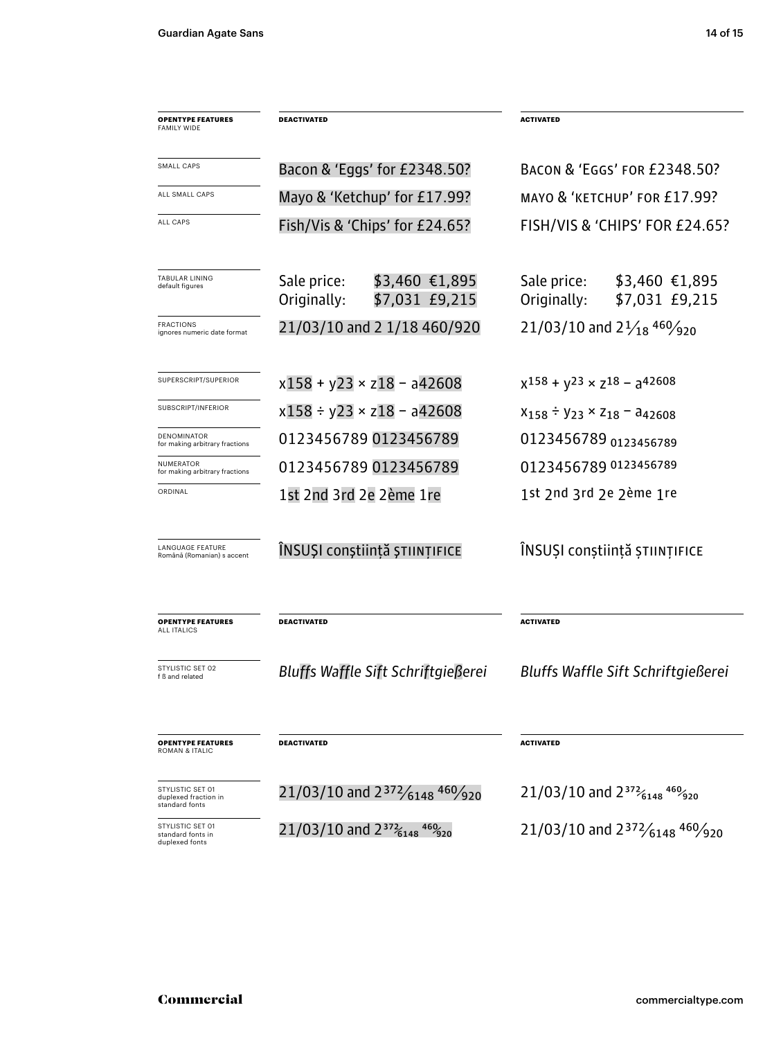| OPENTYPE FEATURES FAMILY WIDE | DEACTIVATED | ACTIVATED |
|---|---|---|
| SMALL CAPS | Bacon & 'Eggs' for £2348.50? | BACON & 'EGGS' FOR £2348.50? |
| ALL SMALL CAPS | Mayo & 'Ketchup' for £17.99? | MAYO & 'KETCHUP' FOR £17.99? |
| ALL CAPS | Fish/Vis & 'Chips' for £24.65? | FISH/VIS & 'CHIPS' FOR £24.65? |
| TABULAR LINING default figures | Sale price: $3,460 €1,895 Originally: $7,031 £9,215 | Sale price: $3,460 €1,895 Originally: $7,031 £9,215 |
| FRACTIONS ignores numeric date format | 21/03/10 and 2 1/18 460/920 | 21/03/10 and 2 1/18 460/920 |
| SUPERSCRIPT/SUPERIOR | x158 + y23 × z18 − a42608 | $x^{158} + y^{23} \times z^{18} - a^{42608}$ |
| SUBSCRIPT/INFERIOR | x158 ÷ y23 × z18 − a42608 | $x_{158} \div y_{23} \times z_{18} - a_{42608}$ |
| DENOMINATOR for making arbitrary fractions | 0123456789 0123456789 | 0123456789 $_{0123456789}$ |
| NUMERATOR for making arbitrary fractions | 0123456789 0123456789 | 0123456789 $^{0123456789}$ |
| ORDINAL | 1st 2nd 3rd 2e 2ème 1re | 1st 2nd 3rd 2e 2ème 1re |
| LANGUAGE FEATURE Română (Romanian) s accent | ÎNSUŞI conştiinţă ŞTIINŢIFICE | ÎNSUȘI conștiință ȘTIINȚIFICE |

| OPENTYPE FEATURES ALL ITALICS | DEACTIVATED | ACTIVATED |
|---|---|---|
| STYLISTIC SET 02 f ß and related | *Bluffs Waffle Sift Schriftgießerei* | *Bluffs Waffle Sift Schriftgießerei* |

| OPENTYPE FEATURES ROMAN & ITALIC | DEACTIVATED | ACTIVATED |
|---|---|---|
| STYLISTIC SET 01 duplexed fraction in standard fonts | 21/03/10 and 2 372/6148 460/920 | 21/03/10 and 2 372/6148 460/920 |
| STYLISTIC SET 01 standard fonts in duplexed fonts | 21/03/10 and 2 372/6148 460/920 | 21/03/10 and 2 372/6148 460/920 |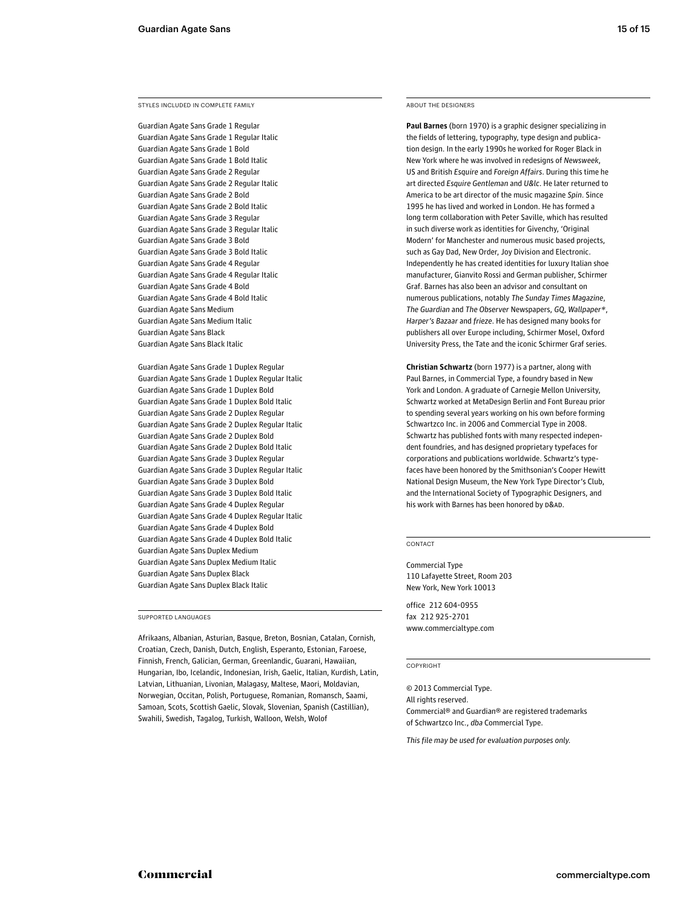## STYLES INCLUDED IN COMPLETE FAMILY

Guardian Agate Sans Grade 1 Regular
Guardian Agate Sans Grade 1 Regular Italic
Guardian Agate Sans Grade 1 Bold
Guardian Agate Sans Grade 1 Bold Italic
Guardian Agate Sans Grade 2 Regular
Guardian Agate Sans Grade 2 Regular Italic
Guardian Agate Sans Grade 2 Bold
Guardian Agate Sans Grade 2 Bold Italic
Guardian Agate Sans Grade 3 Regular
Guardian Agate Sans Grade 3 Regular Italic
Guardian Agate Sans Grade 3 Bold
Guardian Agate Sans Grade 3 Bold Italic
Guardian Agate Sans Grade 4 Regular
Guardian Agate Sans Grade 4 Regular Italic
Guardian Agate Sans Grade 4 Bold
Guardian Agate Sans Grade 4 Bold Italic
Guardian Agate Sans Medium
Guardian Agate Sans Medium Italic
Guardian Agate Sans Black
Guardian Agate Sans Black Italic

Guardian Agate Sans Grade 1 Duplex Regular
Guardian Agate Sans Grade 1 Duplex Regular Italic
Guardian Agate Sans Grade 1 Duplex Bold
Guardian Agate Sans Grade 1 Duplex Bold Italic
Guardian Agate Sans Grade 2 Duplex Regular
Guardian Agate Sans Grade 2 Duplex Regular Italic
Guardian Agate Sans Grade 2 Duplex Bold
Guardian Agate Sans Grade 2 Duplex Bold Italic
Guardian Agate Sans Grade 3 Duplex Regular
Guardian Agate Sans Grade 3 Duplex Regular Italic
Guardian Agate Sans Grade 3 Duplex Bold
Guardian Agate Sans Grade 3 Duplex Bold Italic
Guardian Agate Sans Grade 4 Duplex Regular
Guardian Agate Sans Grade 4 Duplex Regular Italic
Guardian Agate Sans Grade 4 Duplex Bold
Guardian Agate Sans Grade 4 Duplex Bold Italic
Guardian Agate Sans Duplex Medium
Guardian Agate Sans Duplex Medium Italic
Guardian Agate Sans Duplex Black
Guardian Agate Sans Duplex Black Italic

## SUPPORTED LANGUAGES

Afrikaans, Albanian, Asturian, Basque, Breton, Bosnian, Catalan, Cornish, Croatian, Czech, Danish, Dutch, English, Esperanto, Estonian, Faroese, Finnish, French, Galician, German, Greenlandic, Guarani, Hawaiian, Hungarian, Ibo, Icelandic, Indonesian, Irish, Gaelic, Italian, Kurdish, Latin, Latvian, Lithuanian, Livonian, Malagasy, Maltese, Maori, Moldavian, Norwegian, Occitan, Polish, Portuguese, Romanian, Romansch, Saami, Samoan, Scots, Scottish Gaelic, Slovak, Slovenian, Spanish (Castillian), Swahili, Swedish, Tagalog, Turkish, Walloon, Welsh, Wolof

## ABOUT THE DESIGNERS

**Paul Barnes** (born 1970) is a graphic designer specializing in the fields of lettering, typography, type design and publication design. In the early 1990s he worked for Roger Black in New York where he was involved in redesigns of *Newsweek*, US and British *Esquire* and *Foreign Affairs*. During this time he art directed *Esquire Gentleman* and *U&lc*. He later returned to America to be art director of the music magazine *Spin*. Since 1995 he has lived and worked in London. He has formed a long term collaboration with Peter Saville, which has resulted in such diverse work as identities for Givenchy, 'Original Modern' for Manchester and numerous music based projects, such as Gay Dad, New Order, Joy Division and Electronic. Independently he has created identities for luxury Italian shoe manufacturer, Gianvito Rossi and German publisher, Schirmer Graf. Barnes has also been an advisor and consultant on numerous publications, notably *The Sunday Times Magazine*, *The Guardian* and *The Observer* Newspapers, *GQ*, *Wallpaper\**, *Harper's Bazaar* and *frieze*. He has designed many books for publishers all over Europe including, Schirmer Mosel, Oxford University Press, the Tate and the iconic Schirmer Graf series.

**Christian Schwartz** (born 1977) is a partner, along with Paul Barnes, in Commercial Type, a foundry based in New York and London. A graduate of Carnegie Mellon University, Schwartz worked at MetaDesign Berlin and Font Bureau prior to spending several years working on his own before forming Schwartzco Inc. in 2006 and Commercial Type in 2008. Schwartz has published fonts with many respected independent foundries, and has designed proprietary typefaces for corporations and publications worldwide. Schwartz's typefaces have been honored by the Smithsonian's Cooper Hewitt National Design Museum, the New York Type Director's Club, and the International Society of Typographic Designers, and his work with Barnes has been honored by D&AD.

## CONTACT

Commercial Type
110 Lafayette Street, Room 203
New York, New York 10013

office 212 604-0955
fax 212 925-2701
www.commercialtype.com

## COPYRIGHT

© 2013 Commercial Type.
All rights reserved.
Commercial® and Guardian® are registered trademarks of Schwartzco Inc., *dba* Commercial Type.

*This file may be used for evaluation purposes only.*